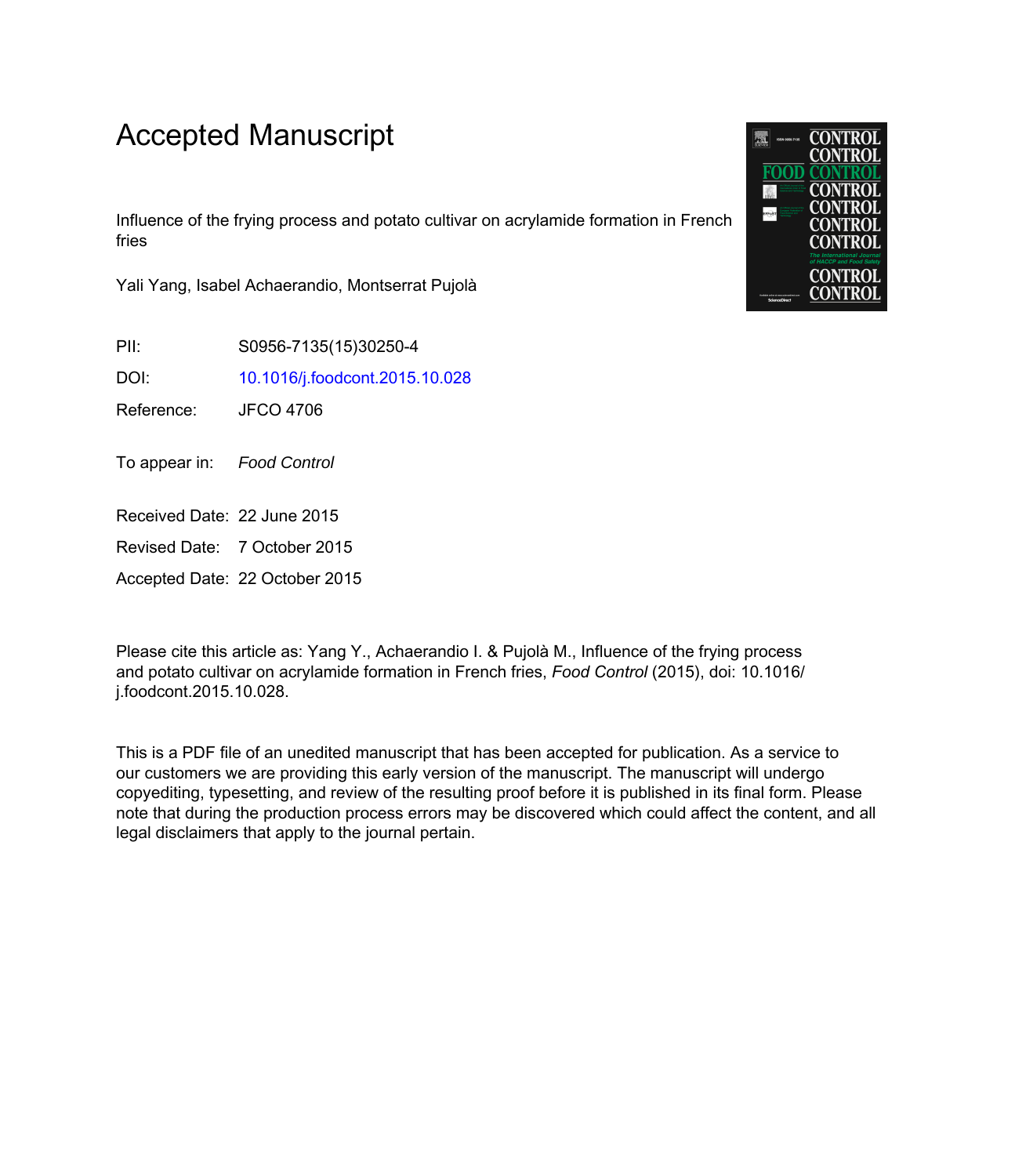# Accepted Manuscript

Influence of the frying process and potato cultivar on acrylamide formation in French fries

Yali Yang, Isabel Achaerandio, Montserrat Pujolà

PII: S0956-7135(15)30250-4

DOI: 10.1016/j.foodcont.2015.10.028

Reference: JFCO 4706

To appear in: *Food Control*

Received Date: 22 June 2015

Revised Date: 7 October 2015

Accepted Date: 22 October 2015

Please cite this article as: Yang Y., Achaerandio I. & Pujolà M., Influence of the frying process and potato cultivar on acrylamide formation in French fries, *Food Control* (2015), doi: 10.1016/j.foodcont.2015.10.028.

This is a PDF file of an unedited manuscript that has been accepted for publication. As a service to our customers we are providing this early version of the manuscript. The manuscript will undergo copyediting, typesetting, and review of the resulting proof before it is published in its final form. Please note that during the production process errors may be discovered which could affect the content, and all legal disclaimers that apply to the journal pertain.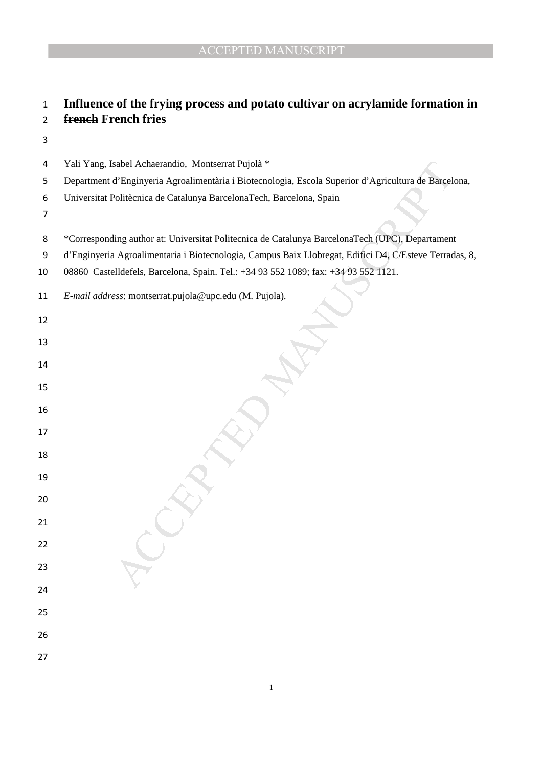# Influence of the frying process and potato cultivar on acrylamide formation in ~~french~~ French fries

Yali Yang, Isabel Achaerandio, Montserrat Pujolà *

Department d'Enginyeria Agroalimentària i Biotecnologia, Escola Superior d'Agricultura de Barcelona, Universitat Politècnica de Catalunya BarcelonaTech, Barcelona, Spain

*Corresponding author at: Universitat Politecnica de Catalunya BarcelonaTech (UPC), Departament d'Enginyeria Agroalimentaria i Biotecnologia, Campus Baix Llobregat, Edifici D4, C/Esteve Terradas, 8, 08860 Castelldefels, Barcelona, Spain. Tel.: +34 93 552 1089; fax: +34 93 552 1121.

*E-mail address*: montserrat.pujola@upc.edu (M. Pujola).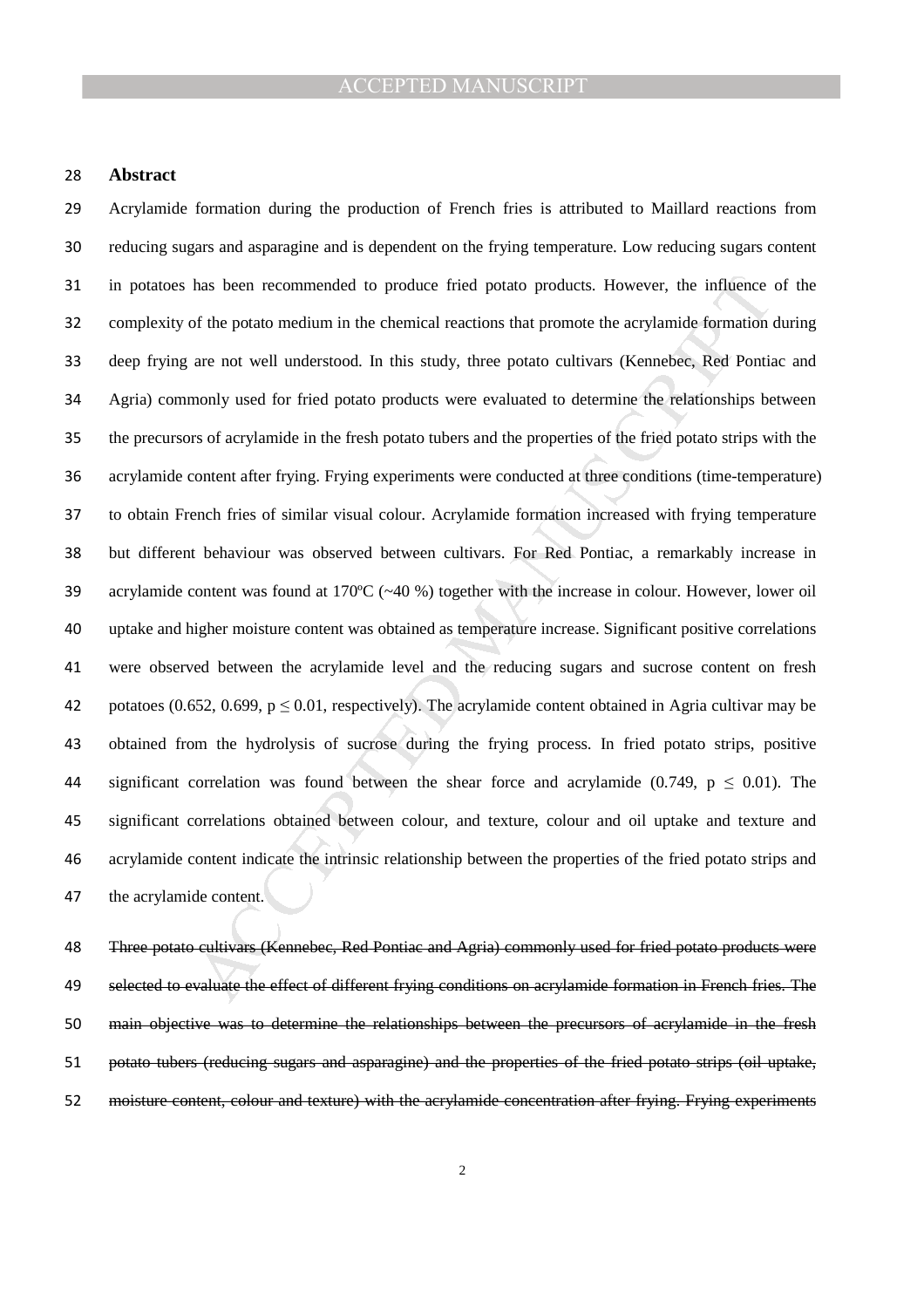## Abstract

Acrylamide formation during the production of French fries is attributed to Maillard reactions from reducing sugars and asparagine and is dependent on the frying temperature. Low reducing sugars content in potatoes has been recommended to produce fried potato products. However, the influence of the complexity of the potato medium in the chemical reactions that promote the acrylamide formation during deep frying are not well understood. In this study, three potato cultivars (Kennebec, Red Pontiac and Agria) commonly used for fried potato products were evaluated to determine the relationships between the precursors of acrylamide in the fresh potato tubers and the properties of the fried potato strips with the acrylamide content after frying. Frying experiments were conducted at three conditions (time-temperature) to obtain French fries of similar visual colour. Acrylamide formation increased with frying temperature but different behaviour was observed between cultivars. For Red Pontiac, a remarkably increase in acrylamide content was found at 170ºC (~40 %) together with the increase in colour. However, lower oil uptake and higher moisture content was obtained as temperature increase. Significant positive correlations were observed between the acrylamide level and the reducing sugars and sucrose content on fresh potatoes (0.652, 0.699, $p \leq 0.01$, respectively). The acrylamide content obtained in Agria cultivar may be obtained from the hydrolysis of sucrose during the frying process. In fried potato strips, positive significant correlation was found between the shear force and acrylamide (0.749, $p \leq 0.01$). The significant correlations obtained between colour, and texture, colour and oil uptake and texture and acrylamide content indicate the intrinsic relationship between the properties of the fried potato strips and the acrylamide content.

~~Three potato cultivars (Kennebec, Red Pontiac and Agria) commonly used for fried potato products were selected to evaluate the effect of different frying conditions on acrylamide formation in French fries. The main objective was to determine the relationships between the precursors of acrylamide in the fresh potato tubers (reducing sugars and asparagine) and the properties of the fried potato strips (oil uptake, moisture content, colour and texture) with the acrylamide concentration after frying. Frying experiments~~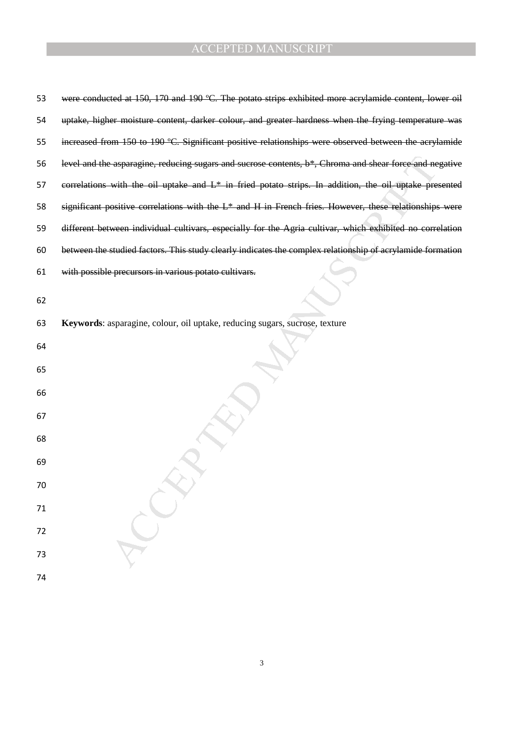~~were conducted at 150, 170 and 190 ºC. The potato strips exhibited more acrylamide content, lower oil uptake, higher moisture content, darker colour, and greater hardness when the frying temperature was increased from 150 to 190 ºC. Significant positive relationships were observed between the acrylamide level and the asparagine, reducing sugars and sucrose contents, b*, Chroma and shear force and negative correlations with the oil uptake and L* in fried potato strips. In addition, the oil uptake presented significant positive correlations with the L* and H in French fries. However, these relationships were different between individual cultivars, especially for the Agria cultivar, which exhibited no correlation between the studied factors. This study clearly indicates the complex relationship of acrylamide formation with possible precursors in various potato cultivars.~~

**Keywords**: asparagine, colour, oil uptake, reducing sugars, sucrose, texture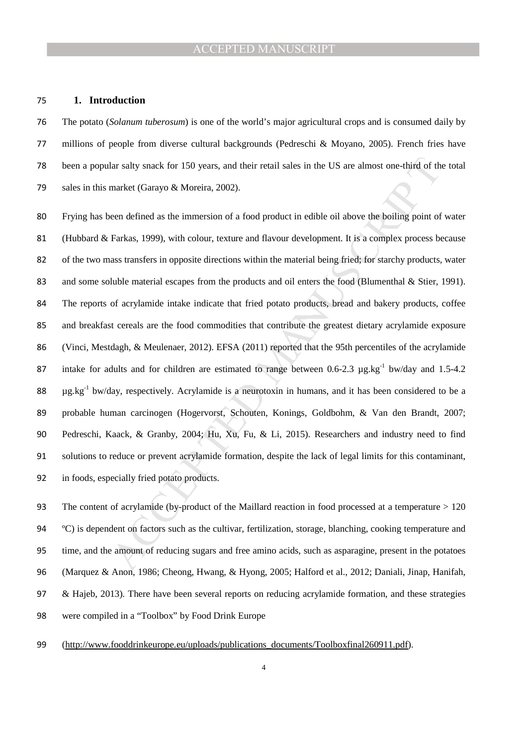## 1. Introduction

The potato (*Solanum tuberosum*) is one of the world's major agricultural crops and is consumed daily by millions of people from diverse cultural backgrounds (Pedreschi & Moyano, 2005). French fries have been a popular salty snack for 150 years, and their retail sales in the US are almost one-third of the total sales in this market (Garayo & Moreira, 2002).

Frying has been defined as the immersion of a food product in edible oil above the boiling point of water (Hubbard & Farkas, 1999), with colour, texture and flavour development. It is a complex process because of the two mass transfers in opposite directions within the material being fried; for starchy products, water and some soluble material escapes from the products and oil enters the food (Blumenthal & Stier, 1991). The reports of acrylamide intake indicate that fried potato products, bread and bakery products, coffee and breakfast cereals are the food commodities that contribute the greatest dietary acrylamide exposure (Vinci, Mestdagh, & Meulenaer, 2012). EFSA (2011) reported that the 95th percentiles of the acrylamide intake for adults and for children are estimated to range between 0.6-2.3 $\mu g.kg^{-1}$ bw/day and 1.5-4.2 $\mu g.kg^{-1}$ bw/day, respectively. Acrylamide is a neurotoxin in humans, and it has been considered to be a probable human carcinogen (Hogervorst, Schouten, Konings, Goldbohm, & Van den Brandt, 2007; Pedreschi, Kaack, & Granby, 2004; Hu, Xu, Fu, & Li, 2015). Researchers and industry need to find solutions to reduce or prevent acrylamide formation, despite the lack of legal limits for this contaminant, in foods, especially fried potato products.

The content of acrylamide (by-product of the Maillard reaction in food processed at a temperature > 120 ºC) is dependent on factors such as the cultivar, fertilization, storage, blanching, cooking temperature and time, and the amount of reducing sugars and free amino acids, such as asparagine, present in the potatoes (Marquez & Anon, 1986; Cheong, Hwang, & Hyong, 2005; Halford et al., 2012; Daniali, Jinap, Hanifah, & Hajeb, 2013). There have been several reports on reducing acrylamide formation, and these strategies were compiled in a "Toolbox" by Food Drink Europe

(http://www.fooddrinkeurope.eu/uploads/publications_documents/Toolboxfinal260911.pdf).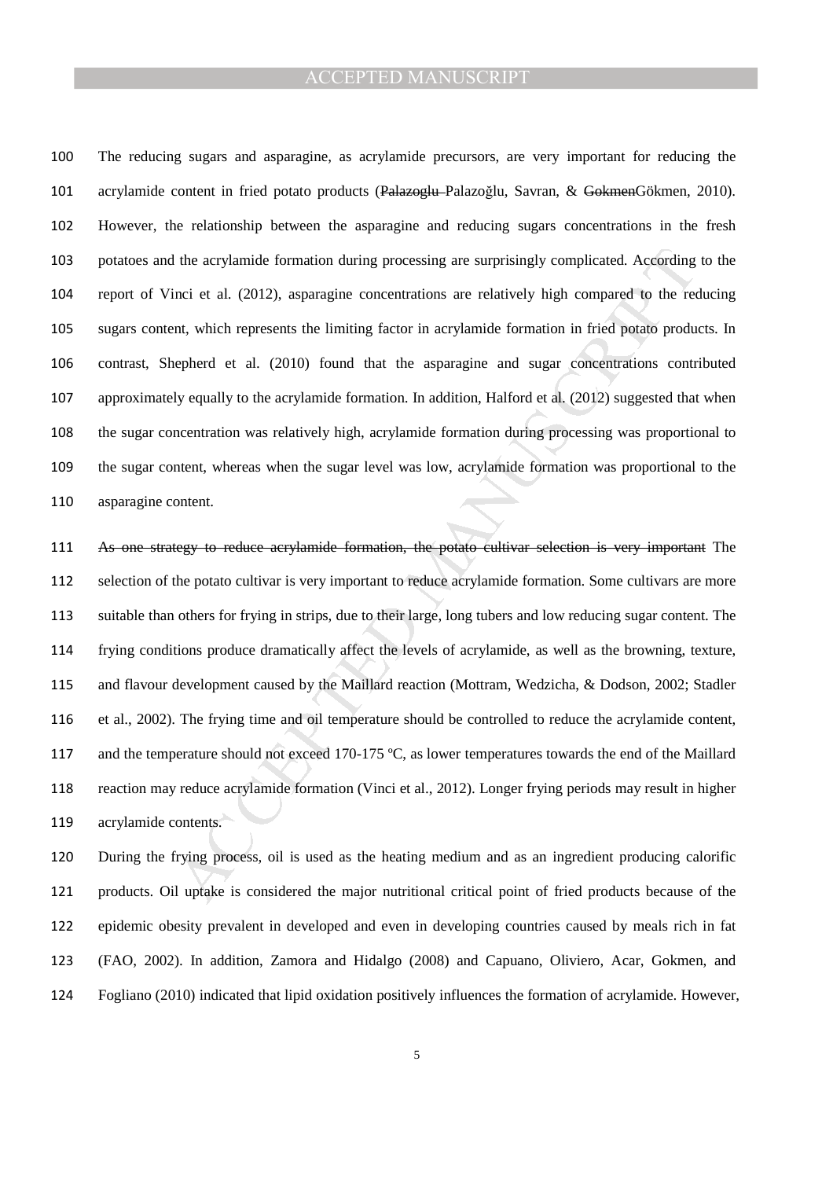The reducing sugars and asparagine, as acrylamide precursors, are very important for reducing the acrylamide content in fried potato products (~~Palazoglu~~ Palazoğlu, Savran, & ~~Gokmen~~Gökmen, 2010). However, the relationship between the asparagine and reducing sugars concentrations in the fresh potatoes and the acrylamide formation during processing are surprisingly complicated. According to the report of Vinci et al. (2012), asparagine concentrations are relatively high compared to the reducing sugars content, which represents the limiting factor in acrylamide formation in fried potato products. In contrast, Shepherd et al. (2010) found that the asparagine and sugar concentrations contributed approximately equally to the acrylamide formation. In addition, Halford et al. (2012) suggested that when the sugar concentration was relatively high, acrylamide formation during processing was proportional to the sugar content, whereas when the sugar level was low, acrylamide formation was proportional to the asparagine content.

~~As one strategy to reduce acrylamide formation, the potato cultivar selection is very important~~ The selection of the potato cultivar is very important to reduce acrylamide formation. Some cultivars are more suitable than others for frying in strips, due to their large, long tubers and low reducing sugar content. The frying conditions produce dramatically affect the levels of acrylamide, as well as the browning, texture, and flavour development caused by the Maillard reaction (Mottram, Wedzicha, & Dodson, 2002; Stadler et al., 2002). The frying time and oil temperature should be controlled to reduce the acrylamide content, and the temperature should not exceed 170-175 ºC, as lower temperatures towards the end of the Maillard reaction may reduce acrylamide formation (Vinci et al., 2012). Longer frying periods may result in higher acrylamide contents.

During the frying process, oil is used as the heating medium and as an ingredient producing calorific products. Oil uptake is considered the major nutritional critical point of fried products because of the epidemic obesity prevalent in developed and even in developing countries caused by meals rich in fat (FAO, 2002). In addition, Zamora and Hidalgo (2008) and Capuano, Oliviero, Acar, Gokmen, and Fogliano (2010) indicated that lipid oxidation positively influences the formation of acrylamide. However,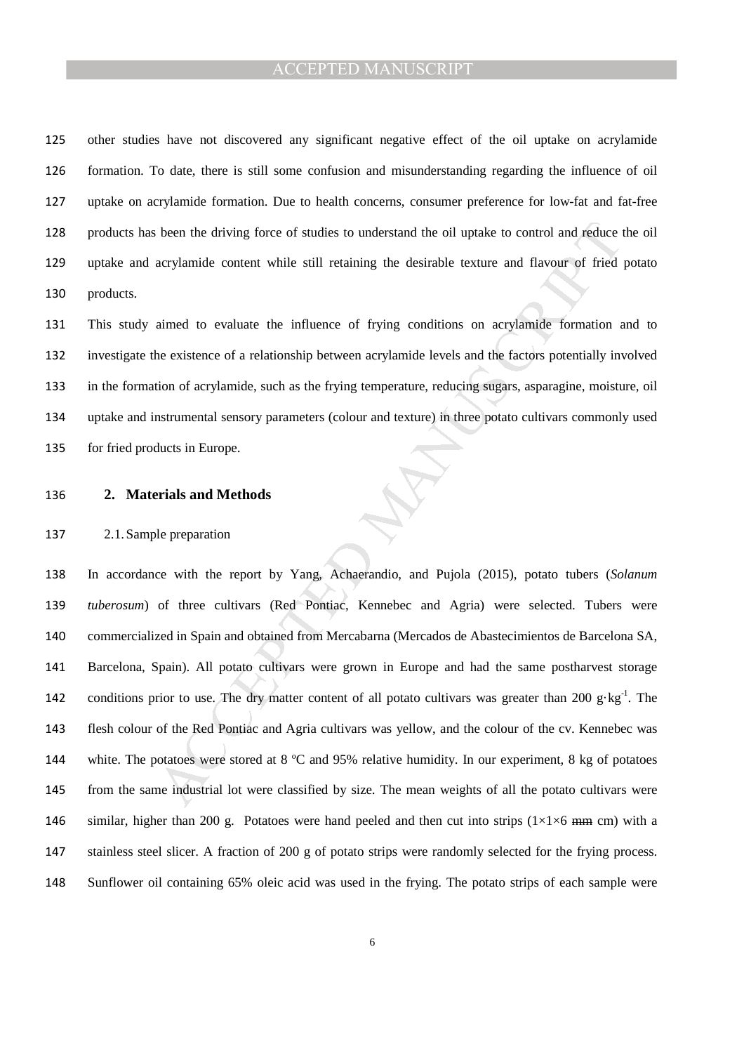other studies have not discovered any significant negative effect of the oil uptake on acrylamide formation. To date, there is still some confusion and misunderstanding regarding the influence of oil uptake on acrylamide formation. Due to health concerns, consumer preference for low-fat and fat-free products has been the driving force of studies to understand the oil uptake to control and reduce the oil uptake and acrylamide content while still retaining the desirable texture and flavour of fried potato products.

This study aimed to evaluate the influence of frying conditions on acrylamide formation and to investigate the existence of a relationship between acrylamide levels and the factors potentially involved in the formation of acrylamide, such as the frying temperature, reducing sugars, asparagine, moisture, oil uptake and instrumental sensory parameters (colour and texture) in three potato cultivars commonly used for fried products in Europe.

## 2. Materials and Methods

### 2.1. Sample preparation

In accordance with the report by Yang, Achaerandio, and Pujola (2015), potato tubers (*Solanum tuberosum*) of three cultivars (Red Pontiac, Kennebec and Agria) were selected. Tubers were commercialized in Spain and obtained from Mercabarna (Mercados de Abastecimientos de Barcelona SA, Barcelona, Spain). All potato cultivars were grown in Europe and had the same postharvest storage conditions prior to use. The dry matter content of all potato cultivars was greater than 200 $g \cdot kg^{-1}$. The flesh colour of the Red Pontiac and Agria cultivars was yellow, and the colour of the cv. Kennebec was white. The potatoes were stored at 8 ºC and 95% relative humidity. In our experiment, 8 kg of potatoes from the same industrial lot were classified by size. The mean weights of all the potato cultivars were similar, higher than 200 g. Potatoes were hand peeled and then cut into strips ($1{\times}1{\times}6$ ~~mm~~ cm) with a stainless steel slicer. A fraction of 200 g of potato strips were randomly selected for the frying process. Sunflower oil containing 65% oleic acid was used in the frying. The potato strips of each sample were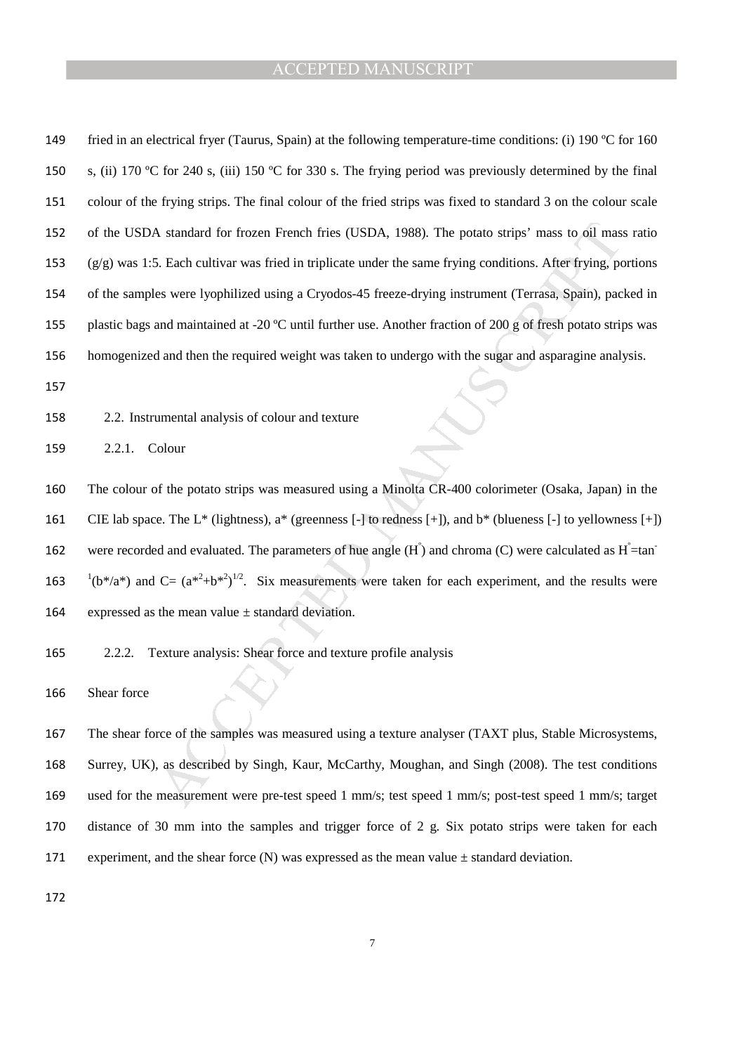fried in an electrical fryer (Taurus, Spain) at the following temperature-time conditions: (i) 190 ºC for 160 s, (ii) 170 ºC for 240 s, (iii) 150 ºC for 330 s. The frying period was previously determined by the final colour of the frying strips. The final colour of the fried strips was fixed to standard 3 on the colour scale of the USDA standard for frozen French fries (USDA, 1988). The potato strips' mass to oil mass ratio (g/g) was 1:5. Each cultivar was fried in triplicate under the same frying conditions. After frying, portions of the samples were lyophilized using a Cryodos-45 freeze-drying instrument (Terrasa, Spain), packed in plastic bags and maintained at -20 ºC until further use. Another fraction of 200 g of fresh potato strips was homogenized and then the required weight was taken to undergo with the sugar and asparagine analysis.

## 2.2. Instrumental analysis of colour and texture

### 2.2.1. Colour

The colour of the potato strips was measured using a Minolta CR-400 colorimeter (Osaka, Japan) in the CIE lab space. The L* (lightness), a* (greenness [-] to redness [+]), and b* (blueness [-] to yellowness [+]) were recorded and evaluated. The parameters of hue angle ($H^{\circ}$) and chroma (C) were calculated as $H^{\circ}=\tan^{-1}(b^*/a^*)$ and $C=(a^{*2}+b^{*2})^{1/2}$. Six measurements were taken for each experiment, and the results were expressed as the mean value ± standard deviation.

### 2.2.2. Texture analysis: Shear force and texture profile analysis

Shear force

The shear force of the samples was measured using a texture analyser (TAXT plus, Stable Microsystems, Surrey, UK), as described by Singh, Kaur, McCarthy, Moughan, and Singh (2008). The test conditions used for the measurement were pre-test speed 1 mm/s; test speed 1 mm/s; post-test speed 1 mm/s; target distance of 30 mm into the samples and trigger force of 2 g. Six potato strips were taken for each experiment, and the shear force (N) was expressed as the mean value ± standard deviation.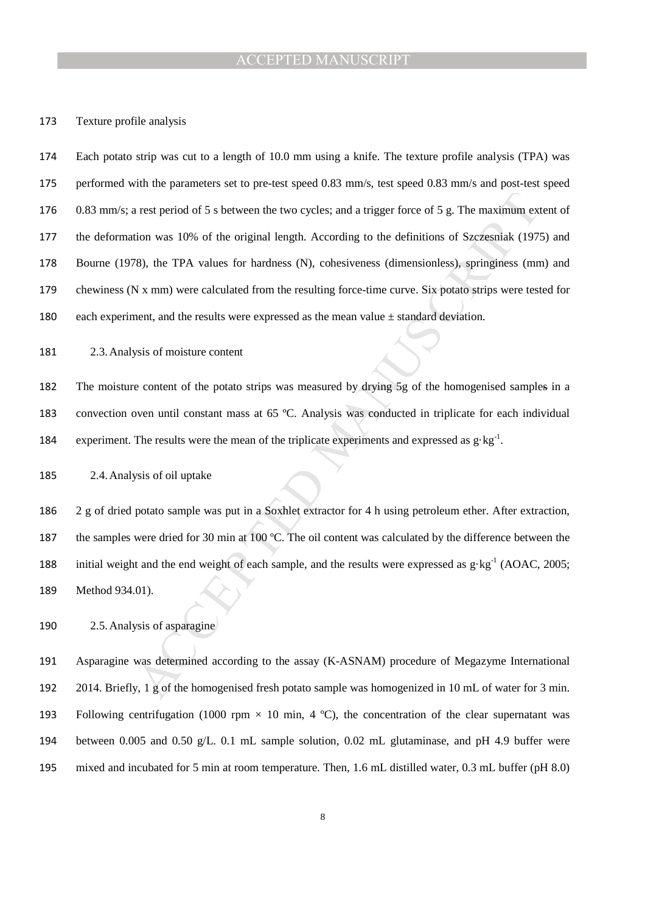Texture profile analysis

Each potato strip was cut to a length of 10.0 mm using a knife. The texture profile analysis (TPA) was performed with the parameters set to pre-test speed 0.83 mm/s, test speed 0.83 mm/s and post-test speed 0.83 mm/s; a rest period of 5 s between the two cycles; and a trigger force of 5 g. The maximum extent of the deformation was 10% of the original length. According to the definitions of Szczesniak (1975) and Bourne (1978), the TPA values for hardness (N), cohesiveness (dimensionless), springiness (mm) and chewiness (N x mm) were calculated from the resulting force-time curve. Six potato strips were tested for each experiment, and the results were expressed as the mean value ± standard deviation.

## 2.3. Analysis of moisture content

The moisture content of the potato strips was measured by drying 5g of the homogenised samples in a convection oven until constant mass at 65 ºC. Analysis was conducted in triplicate for each individual experiment. The results were the mean of the triplicate experiments and expressed as $g \cdot kg^{-1}$.

## 2.4. Analysis of oil uptake

2 g of dried potato sample was put in a Soxhlet extractor for 4 h using petroleum ether. After extraction, the samples were dried for 30 min at 100 ºC. The oil content was calculated by the difference between the initial weight and the end weight of each sample, and the results were expressed as $g \cdot kg^{-1}$ (AOAC, 2005; Method 934.01).

## 2.5. Analysis of asparagine

Asparagine was determined according to the assay (K-ASNAM) procedure of Megazyme International 2014. Briefly, 1 g of the homogenised fresh potato sample was homogenized in 10 mL of water for 3 min. Following centrifugation (1000 rpm × 10 min, 4 ºC), the concentration of the clear supernatant was between 0.005 and 0.50 g/L. 0.1 mL sample solution, 0.02 mL glutaminase, and pH 4.9 buffer were mixed and incubated for 5 min at room temperature. Then, 1.6 mL distilled water, 0.3 mL buffer (pH 8.0)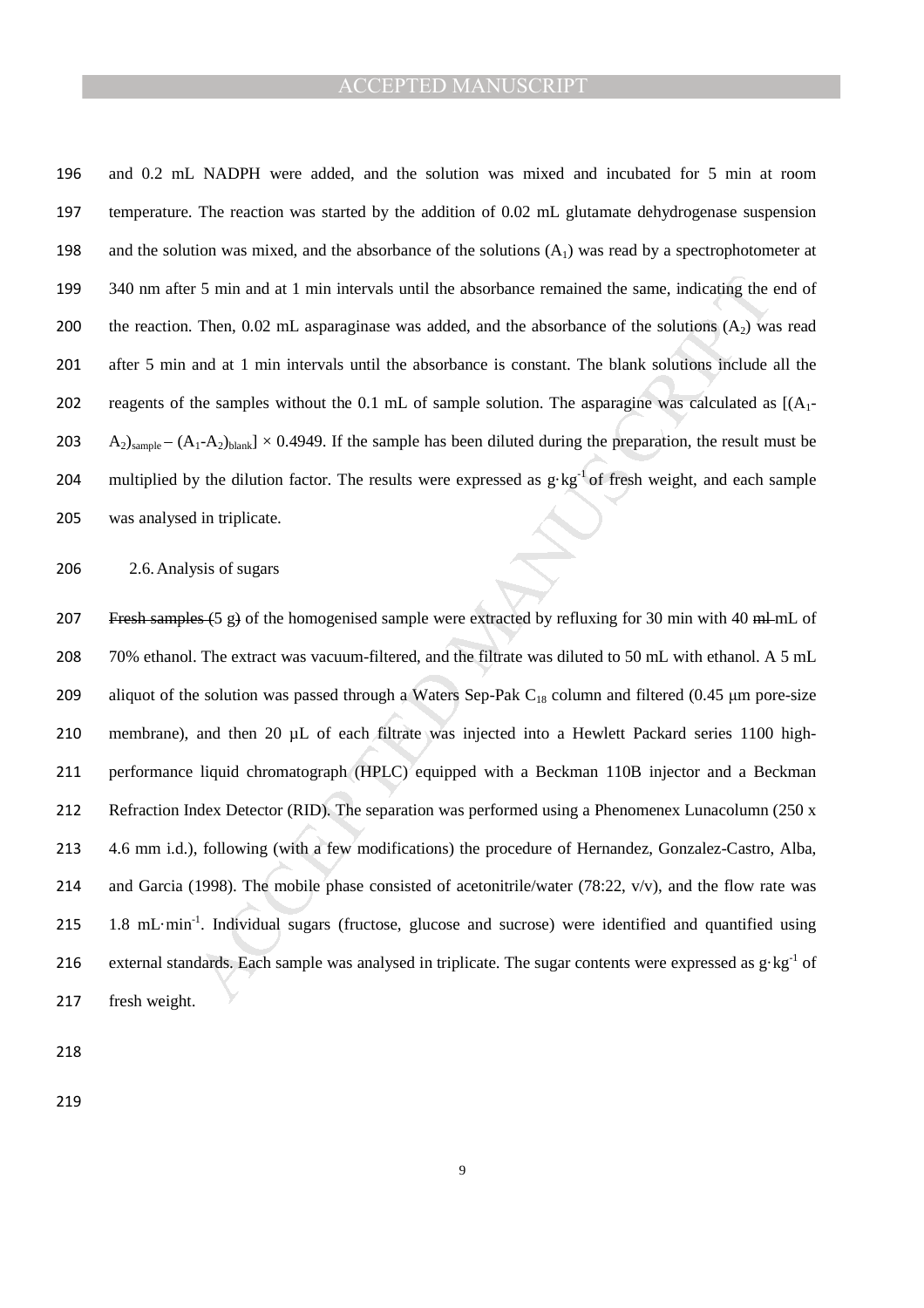and 0.2 mL NADPH were added, and the solution was mixed and incubated for 5 min at room temperature. The reaction was started by the addition of 0.02 mL glutamate dehydrogenase suspension and the solution was mixed, and the absorbance of the solutions ($A_1$) was read by a spectrophotometer at 340 nm after 5 min and at 1 min intervals until the absorbance remained the same, indicating the end of the reaction. Then, 0.02 mL asparaginase was added, and the absorbance of the solutions ($A_2$) was read after 5 min and at 1 min intervals until the absorbance is constant. The blank solutions include all the reagents of the samples without the 0.1 mL of sample solution. The asparagine was calculated as $[(A_1\text{-}A_2)_{sample} - (A_1\text{-}A_2)_{blank}] \times 0.4949$. If the sample has been diluted during the preparation, the result must be multiplied by the dilution factor. The results were expressed as $g \cdot kg^{-1}$ of fresh weight, and each sample was analysed in triplicate.

## 2.6. Analysis of sugars

~~Fresh samples (~~5 g~~)~~ of the homogenised sample were extracted by refluxing for 30 min with 40 ~~ml~~ mL of 70% ethanol. The extract was vacuum-filtered, and the filtrate was diluted to 50 mL with ethanol. A 5 mL aliquot of the solution was passed through a Waters Sep-Pak $C_{18}$ column and filtered (0.45 μm pore-size membrane), and then 20 μL of each filtrate was injected into a Hewlett Packard series 1100 high-performance liquid chromatograph (HPLC) equipped with a Beckman 110B injector and a Beckman Refraction Index Detector (RID). The separation was performed using a Phenomenex Lunacolumn (250 x 4.6 mm i.d.), following (with a few modifications) the procedure of Hernandez, Gonzalez-Castro, Alba, and Garcia (1998). The mobile phase consisted of acetonitrile/water (78:22, v/v), and the flow rate was 1.8 $mL \cdot min^{-1}$. Individual sugars (fructose, glucose and sucrose) were identified and quantified using external standards. Each sample was analysed in triplicate. The sugar contents were expressed as $g \cdot kg^{-1}$ of fresh weight.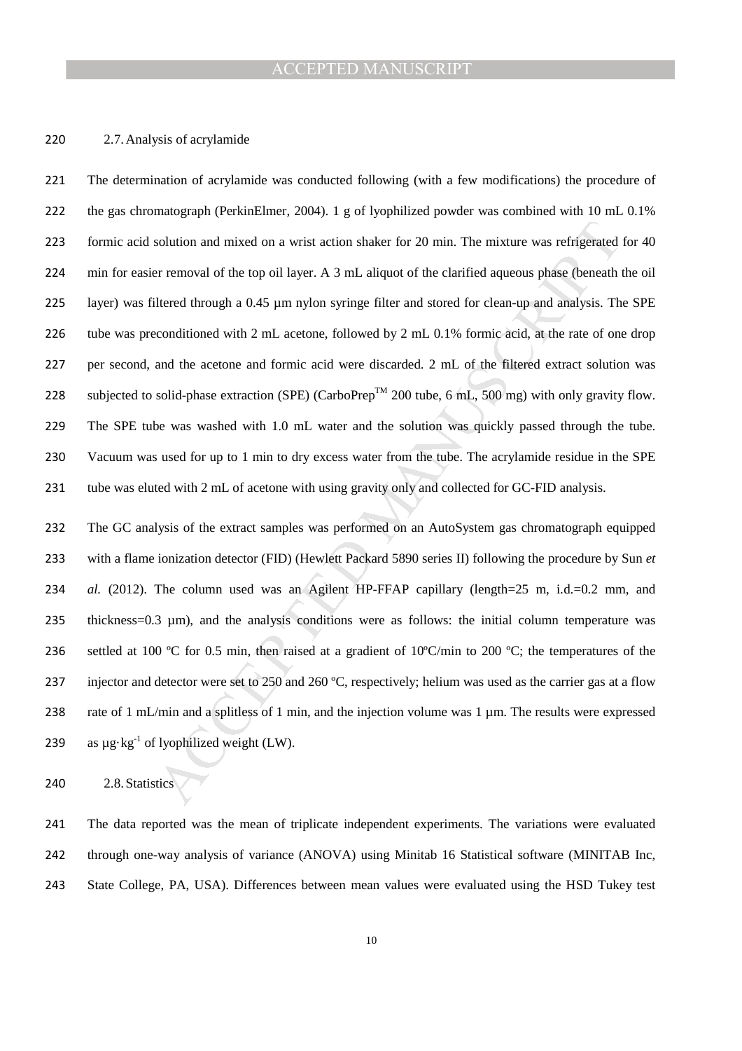### 2.7. Analysis of acrylamide

The determination of acrylamide was conducted following (with a few modifications) the procedure of the gas chromatograph (PerkinElmer, 2004). 1 g of lyophilized powder was combined with 10 mL 0.1% formic acid solution and mixed on a wrist action shaker for 20 min. The mixture was refrigerated for 40 min for easier removal of the top oil layer. A 3 mL aliquot of the clarified aqueous phase (beneath the oil layer) was filtered through a 0.45 µm nylon syringe filter and stored for clean-up and analysis. The SPE tube was preconditioned with 2 mL acetone, followed by 2 mL 0.1% formic acid, at the rate of one drop per second, and the acetone and formic acid were discarded. 2 mL of the filtered extract solution was subjected to solid-phase extraction (SPE) (CarboPrep™ 200 tube, 6 mL, 500 mg) with only gravity flow. The SPE tube was washed with 1.0 mL water and the solution was quickly passed through the tube. Vacuum was used for up to 1 min to dry excess water from the tube. The acrylamide residue in the SPE tube was eluted with 2 mL of acetone with using gravity only and collected for GC-FID analysis.

The GC analysis of the extract samples was performed on an AutoSystem gas chromatograph equipped with a flame ionization detector (FID) (Hewlett Packard 5890 series II) following the procedure by Sun *et al.* (2012). The column used was an Agilent HP-FFAP capillary (length=25 m, i.d.=0.2 mm, and thickness=0.3 µm), and the analysis conditions were as follows: the initial column temperature was settled at 100 ºC for 0.5 min, then raised at a gradient of 10ºC/min to 200 ºC; the temperatures of the injector and detector were set to 250 and 260 ºC, respectively; helium was used as the carrier gas at a flow rate of 1 mL/min and a splitless of 1 min, and the injection volume was 1 µm. The results were expressed as $\mu g \cdot kg^{-1}$ of lyophilized weight (LW).

### 2.8. Statistics

The data reported was the mean of triplicate independent experiments. The variations were evaluated through one-way analysis of variance (ANOVA) using Minitab 16 Statistical software (MINITAB Inc, State College, PA, USA). Differences between mean values were evaluated using the HSD Tukey test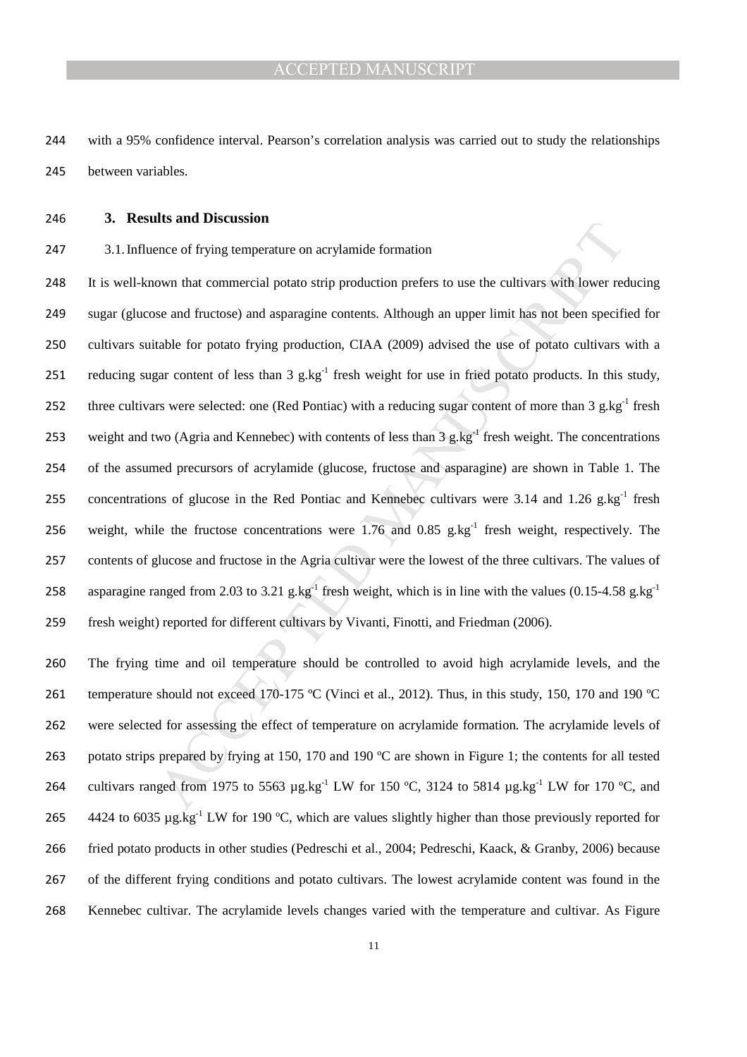with a 95% confidence interval. Pearson's correlation analysis was carried out to study the relationships between variables.

## 3. Results and Discussion

### 3.1. Influence of frying temperature on acrylamide formation

It is well-known that commercial potato strip production prefers to use the cultivars with lower reducing sugar (glucose and fructose) and asparagine contents. Although an upper limit has not been specified for cultivars suitable for potato frying production, CIAA (2009) advised the use of potato cultivars with a reducing sugar content of less than 3 $g.kg^{-1}$ fresh weight for use in fried potato products. In this study, three cultivars were selected: one (Red Pontiac) with a reducing sugar content of more than 3 $g.kg^{-1}$ fresh weight and two (Agria and Kennebec) with contents of less than 3 $g.kg^{-1}$ fresh weight. The concentrations of the assumed precursors of acrylamide (glucose, fructose and asparagine) are shown in Table 1. The concentrations of glucose in the Red Pontiac and Kennebec cultivars were 3.14 and 1.26 $g.kg^{-1}$ fresh weight, while the fructose concentrations were 1.76 and 0.85 $g.kg^{-1}$ fresh weight, respectively. The contents of glucose and fructose in the Agria cultivar were the lowest of the three cultivars. The values of asparagine ranged from 2.03 to 3.21 $g.kg^{-1}$ fresh weight, which is in line with the values (0.15-4.58 $g.kg^{-1}$ fresh weight) reported for different cultivars by Vivanti, Finotti, and Friedman (2006).

The frying time and oil temperature should be controlled to avoid high acrylamide levels, and the temperature should not exceed 170-175 ºC (Vinci et al., 2012). Thus, in this study, 150, 170 and 190 ºC were selected for assessing the effect of temperature on acrylamide formation. The acrylamide levels of potato strips prepared by frying at 150, 170 and 190 ºC are shown in Figure 1; the contents for all tested cultivars ranged from 1975 to 5563 $\mu g.kg^{-1}$ LW for 150 ºC, 3124 to 5814 $\mu g.kg^{-1}$ LW for 170 ºC, and 4424 to 6035 $\mu g.kg^{-1}$ LW for 190 ºC, which are values slightly higher than those previously reported for fried potato products in other studies (Pedreschi et al., 2004; Pedreschi, Kaack, & Granby, 2006) because of the different frying conditions and potato cultivars. The lowest acrylamide content was found in the Kennebec cultivar. The acrylamide levels changes varied with the temperature and cultivar. As Figure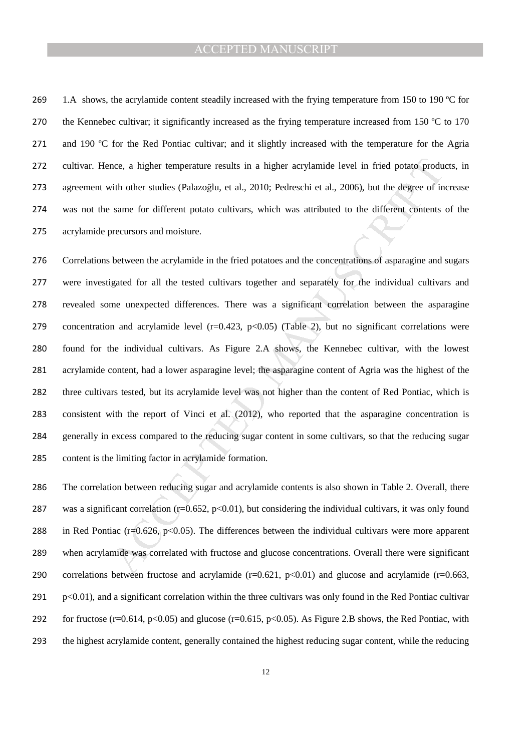1.A shows, the acrylamide content steadily increased with the frying temperature from 150 to 190 ºC for the Kennebec cultivar; it significantly increased as the frying temperature increased from 150 ºC to 170 and 190 ºC for the Red Pontiac cultivar; and it slightly increased with the temperature for the Agria cultivar. Hence, a higher temperature results in a higher acrylamide level in fried potato products, in agreement with other studies (Palazoğlu, et al., 2010; Pedreschi et al., 2006), but the degree of increase was not the same for different potato cultivars, which was attributed to the different contents of the acrylamide precursors and moisture.

Correlations between the acrylamide in the fried potatoes and the concentrations of asparagine and sugars were investigated for all the tested cultivars together and separately for the individual cultivars and revealed some unexpected differences. There was a significant correlation between the asparagine concentration and acrylamide level ($r=0.423$, $p<0.05$) (Table 2), but no significant correlations were found for the individual cultivars. As Figure 2.A shows, the Kennebec cultivar, with the lowest acrylamide content, had a lower asparagine level; the asparagine content of Agria was the highest of the three cultivars tested, but its acrylamide level was not higher than the content of Red Pontiac, which is consistent with the report of Vinci et al. (2012), who reported that the asparagine concentration is generally in excess compared to the reducing sugar content in some cultivars, so that the reducing sugar content is the limiting factor in acrylamide formation.

The correlation between reducing sugar and acrylamide contents is also shown in Table 2. Overall, there was a significant correlation ($r=0.652$, $p<0.01$), but considering the individual cultivars, it was only found in Red Pontiac ($r=0.626$, $p<0.05$). The differences between the individual cultivars were more apparent when acrylamide was correlated with fructose and glucose concentrations. Overall there were significant correlations between fructose and acrylamide ($r=0.621$, $p<0.01$) and glucose and acrylamide ($r=0.663$, $p<0.01$), and a significant correlation within the three cultivars was only found in the Red Pontiac cultivar for fructose ($r=0.614$, $p<0.05$) and glucose ($r=0.615$, $p<0.05$). As Figure 2.B shows, the Red Pontiac, with the highest acrylamide content, generally contained the highest reducing sugar content, while the reducing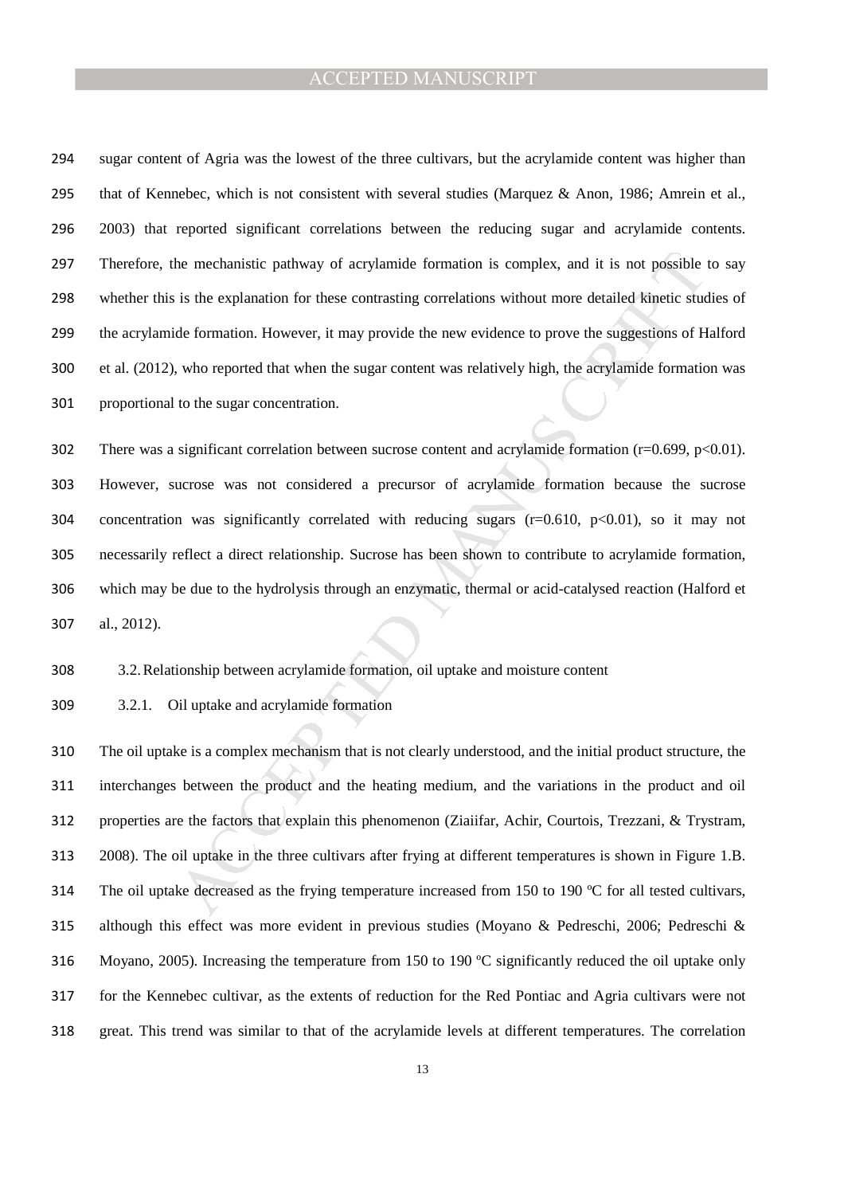sugar content of Agria was the lowest of the three cultivars, but the acrylamide content was higher than that of Kennebec, which is not consistent with several studies (Marquez & Anon, 1986; Amrein et al., 2003) that reported significant correlations between the reducing sugar and acrylamide contents. Therefore, the mechanistic pathway of acrylamide formation is complex, and it is not possible to say whether this is the explanation for these contrasting correlations without more detailed kinetic studies of the acrylamide formation. However, it may provide the new evidence to prove the suggestions of Halford et al. (2012), who reported that when the sugar content was relatively high, the acrylamide formation was proportional to the sugar concentration.

There was a significant correlation between sucrose content and acrylamide formation ($r=0.699$, $p<0.01$). However, sucrose was not considered a precursor of acrylamide formation because the sucrose concentration was significantly correlated with reducing sugars ($r=0.610$, $p<0.01$), so it may not necessarily reflect a direct relationship. Sucrose has been shown to contribute to acrylamide formation, which may be due to the hydrolysis through an enzymatic, thermal or acid-catalysed reaction (Halford et al., 2012).

## 3.2. Relationship between acrylamide formation, oil uptake and moisture content

### 3.2.1. Oil uptake and acrylamide formation

The oil uptake is a complex mechanism that is not clearly understood, and the initial product structure, the interchanges between the product and the heating medium, and the variations in the product and oil properties are the factors that explain this phenomenon (Ziaiifar, Achir, Courtois, Trezzani, & Trystram, 2008). The oil uptake in the three cultivars after frying at different temperatures is shown in Figure 1.B. The oil uptake decreased as the frying temperature increased from 150 to 190 ºC for all tested cultivars, although this effect was more evident in previous studies (Moyano & Pedreschi, 2006; Pedreschi & Moyano, 2005). Increasing the temperature from 150 to 190 ºC significantly reduced the oil uptake only for the Kennebec cultivar, as the extents of reduction for the Red Pontiac and Agria cultivars were not great. This trend was similar to that of the acrylamide levels at different temperatures. The correlation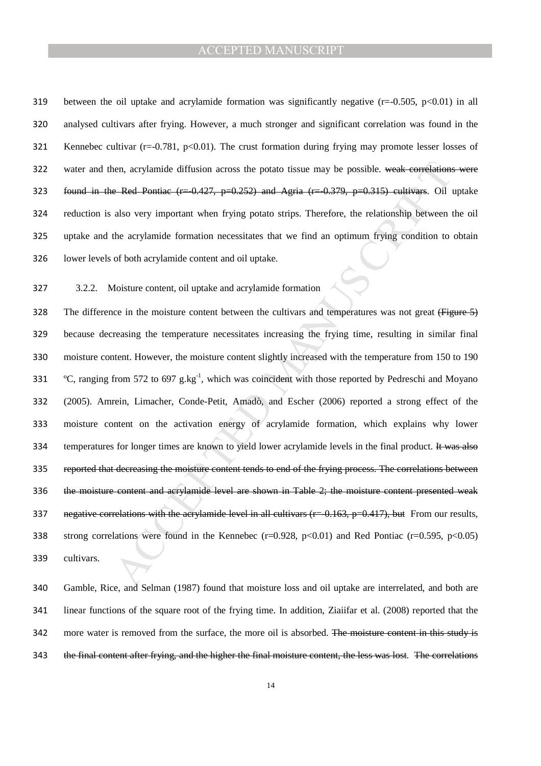between the oil uptake and acrylamide formation was significantly negative ($r=-0.505$, $p<0.01$) in all analysed cultivars after frying. However, a much stronger and significant correlation was found in the Kennebec cultivar ($r=-0.781$, $p<0.01$). The crust formation during frying may promote lesser losses of water and then, acrylamide diffusion across the potato tissue may be possible. ~~weak correlations were found in the Red Pontiac ($r=-0.427$, $p=0.252$) and Agria ($r=-0.379$, $p=0.315$) cultivars~~. Oil uptake reduction is also very important when frying potato strips. Therefore, the relationship between the oil uptake and the acrylamide formation necessitates that we find an optimum frying condition to obtain lower levels of both acrylamide content and oil uptake.

### 3.2.2. Moisture content, oil uptake and acrylamide formation

The difference in the moisture content between the cultivars and temperatures was not great ~~(Figure 5)~~ because decreasing the temperature necessitates increasing the frying time, resulting in similar final moisture content. However, the moisture content slightly increased with the temperature from 150 to 190 ºC, ranging from 572 to 697 $g.kg^{-1}$, which was coincident with those reported by Pedreschi and Moyano (2005). Amrein, Limacher, Conde-Petit, Amadò, and Escher (2006) reported a strong effect of the moisture content on the activation energy of acrylamide formation, which explains why lower temperatures for longer times are known to yield lower acrylamide levels in the final product. ~~It was also reported that decreasing the moisture content tends to end of the frying process. The correlations between the moisture content and acrylamide level are shown in Table 2; the moisture content presented weak negative correlations with the acrylamide level in all cultivars ($r=-0.163$, $p=0.417$), but~~ From our results, strong correlations were found in the Kennebec ($r=0.928$, $p<0.01$) and Red Pontiac ($r=0.595$, $p<0.05$) cultivars.

Gamble, Rice, and Selman (1987) found that moisture loss and oil uptake are interrelated, and both are linear functions of the square root of the frying time. In addition, Ziaiifar et al. (2008) reported that the more water is removed from the surface, the more oil is absorbed. ~~The moisture content in this study is the final content after frying, and the higher the final moisture content, the less was lost.~~ ~~The correlations~~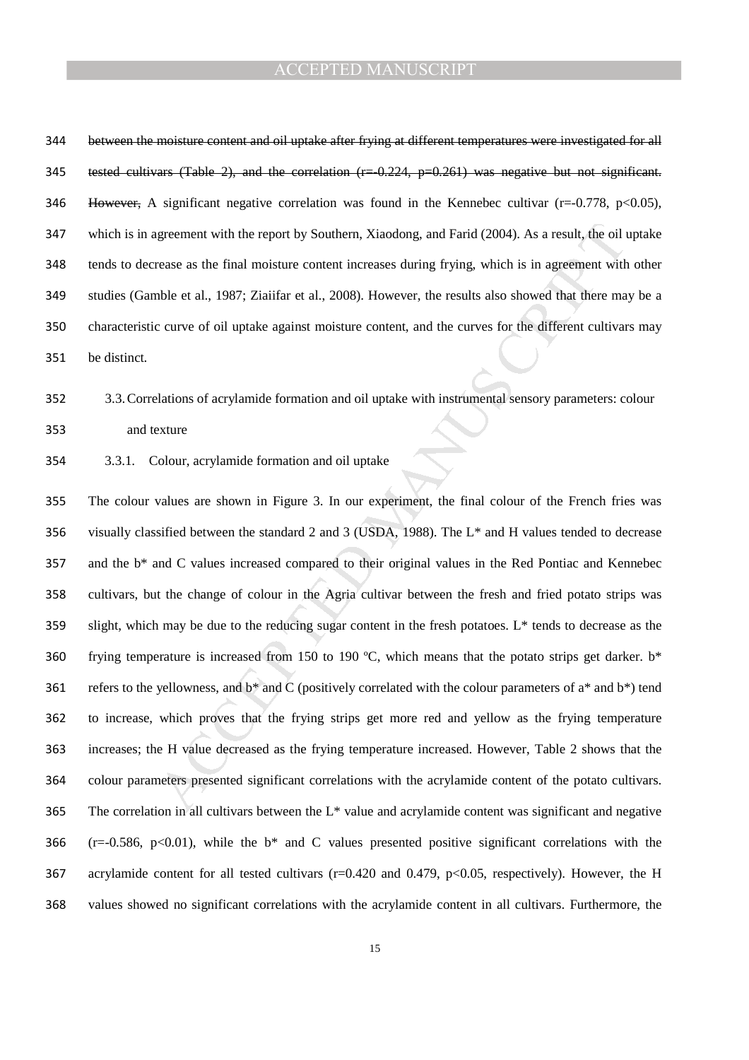~~between the moisture content and oil uptake after frying at different temperatures were investigated for all tested cultivars (Table 2), and the correlation ($r=-0.224$, $p=0.261$) was negative but not significant. However,~~ A significant negative correlation was found in the Kennebec cultivar ($r=-0.778$, $p<0.05$), which is in agreement with the report by Southern, Xiaodong, and Farid (2004). As a result, the oil uptake tends to decrease as the final moisture content increases during frying, which is in agreement with other studies (Gamble et al., 1987; Ziaiifar et al., 2008). However, the results also showed that there may be a characteristic curve of oil uptake against moisture content, and the curves for the different cultivars may be distinct.

### 3.3. Correlations of acrylamide formation and oil uptake with instrumental sensory parameters: colour and texture

#### 3.3.1. Colour, acrylamide formation and oil uptake

The colour values are shown in Figure 3. In our experiment, the final colour of the French fries was visually classified between the standard 2 and 3 (USDA, 1988). The L* and H values tended to decrease and the b* and C values increased compared to their original values in the Red Pontiac and Kennebec cultivars, but the change of colour in the Agria cultivar between the fresh and fried potato strips was slight, which may be due to the reducing sugar content in the fresh potatoes. L* tends to decrease as the frying temperature is increased from 150 to 190 ºC, which means that the potato strips get darker. b* refers to the yellowness, and b* and C (positively correlated with the colour parameters of a* and b*) tend to increase, which proves that the frying strips get more red and yellow as the frying temperature increases; the H value decreased as the frying temperature increased. However, Table 2 shows that the colour parameters presented significant correlations with the acrylamide content of the potato cultivars. The correlation in all cultivars between the L* value and acrylamide content was significant and negative ($r=-0.586$, $p<0.01$), while the b* and C values presented positive significant correlations with the acrylamide content for all tested cultivars ($r=0.420$ and $0.479$, $p<0.05$, respectively). However, the H values showed no significant correlations with the acrylamide content in all cultivars. Furthermore, the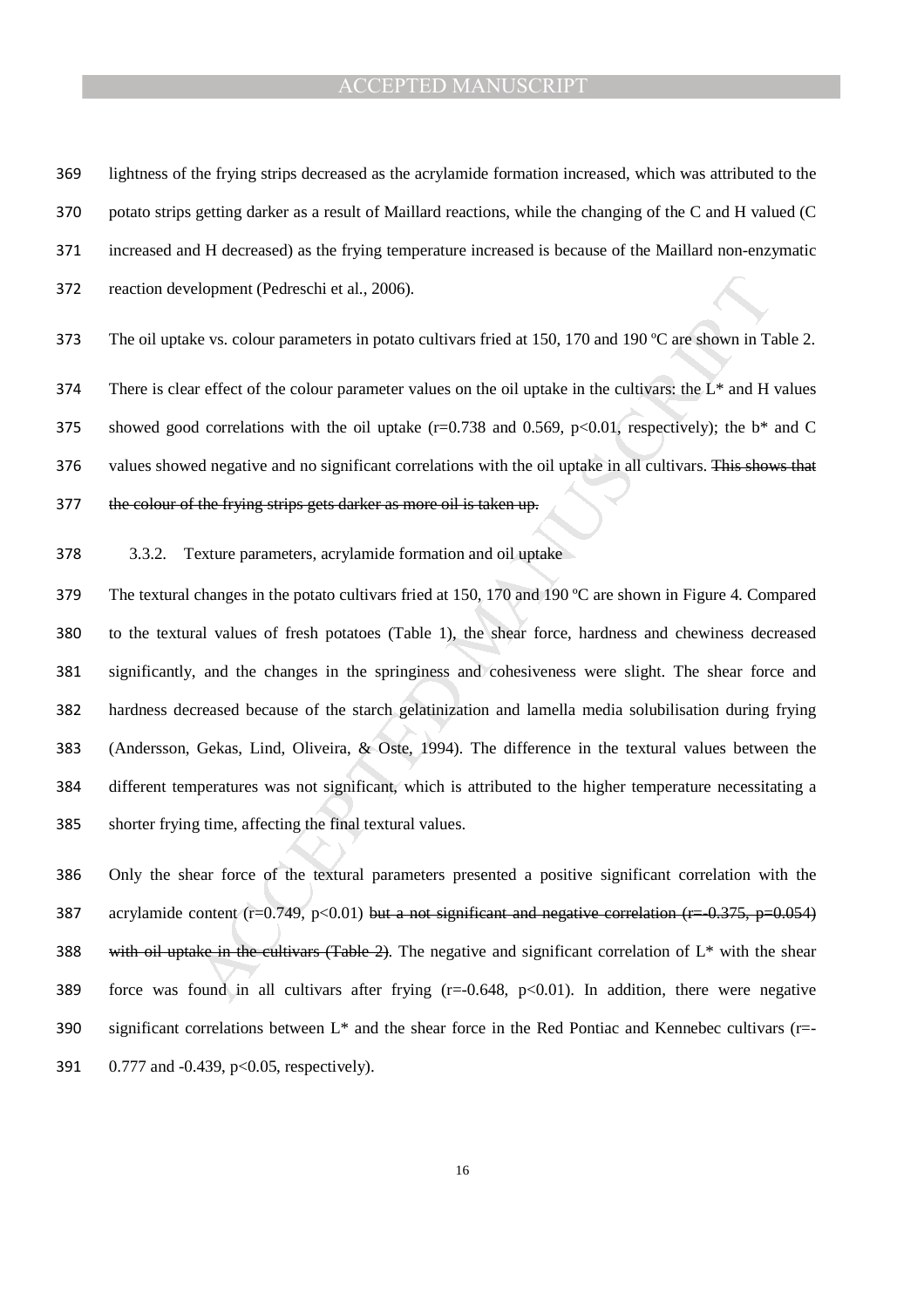lightness of the frying strips decreased as the acrylamide formation increased, which was attributed to the potato strips getting darker as a result of Maillard reactions, while the changing of the C and H valued (C increased and H decreased) as the frying temperature increased is because of the Maillard non-enzymatic reaction development (Pedreschi et al., 2006).

The oil uptake vs. colour parameters in potato cultivars fried at 150, 170 and 190 ºC are shown in Table 2. There is clear effect of the colour parameter values on the oil uptake in the cultivars: the L* and H values showed good correlations with the oil uptake ($r=0.738$ and 0.569, $p<0.01$, respectively); the b* and C values showed negative and no significant correlations with the oil uptake in all cultivars. ~~This shows that the colour of the frying strips gets darker as more oil is taken up.~~

### 3.3.2. Texture parameters, acrylamide formation and oil uptake

The textural changes in the potato cultivars fried at 150, 170 and 190 ºC are shown in Figure 4. Compared to the textural values of fresh potatoes (Table 1), the shear force, hardness and chewiness decreased significantly, and the changes in the springiness and cohesiveness were slight. The shear force and hardness decreased because of the starch gelatinization and lamella media solubilisation during frying (Andersson, Gekas, Lind, Oliveira, & Oste, 1994). The difference in the textural values between the different temperatures was not significant, which is attributed to the higher temperature necessitating a shorter frying time, affecting the final textural values.

Only the shear force of the textural parameters presented a positive significant correlation with the acrylamide content ($r=0.749$, $p<0.01$) ~~but a not significant and negative correlation ($r=-0.375$, $p=0.054$) with oil uptake in the cultivars (Table 2)~~. The negative and significant correlation of L* with the shear force was found in all cultivars after frying ($r=-0.648$, $p<0.01$). In addition, there were negative significant correlations between L* and the shear force in the Red Pontiac and Kennebec cultivars ($r=-0.777$ and $-0.439$, $p<0.05$, respectively).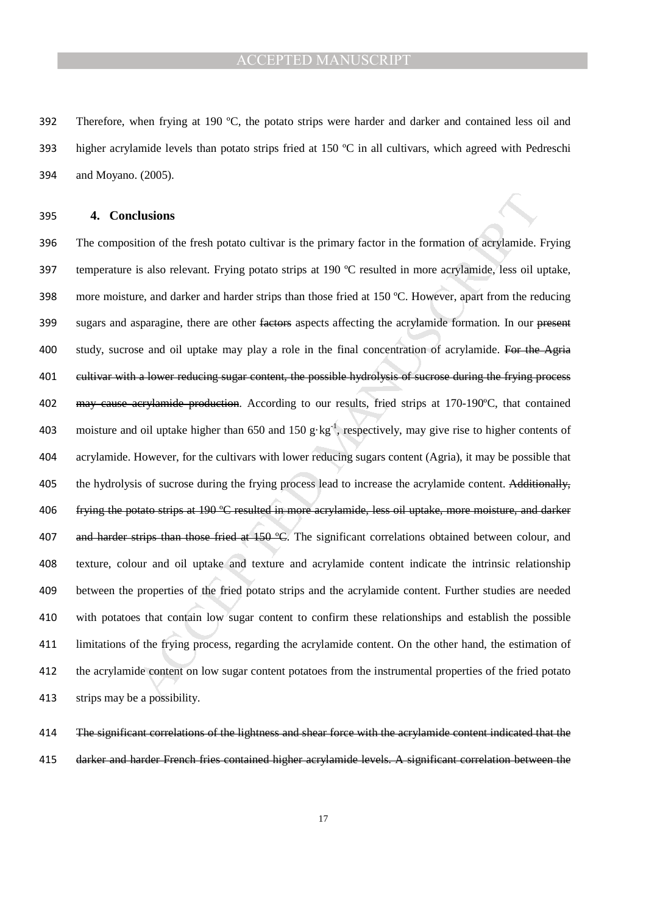Therefore, when frying at 190 ºC, the potato strips were harder and darker and contained less oil and higher acrylamide levels than potato strips fried at 150 ºC in all cultivars, which agreed with Pedreschi and Moyano. (2005).

## 4. Conclusions

The composition of the fresh potato cultivar is the primary factor in the formation of acrylamide. Frying temperature is also relevant. Frying potato strips at 190 ºC resulted in more acrylamide, less oil uptake, more moisture, and darker and harder strips than those fried at 150 ºC. However, apart from the reducing sugars and asparagine, there are other ~~factors~~ aspects affecting the acrylamide formation. In our ~~present~~ study, sucrose and oil uptake may play a role in the final concentration of acrylamide. ~~For the Agria cultivar with a lower reducing sugar content, the possible hydrolysis of sucrose during the frying process may cause acrylamide production~~. According to our results, fried strips at 170-190ºC, that contained moisture and oil uptake higher than 650 and 150 $g \cdot kg^{-1}$, respectively, may give rise to higher contents of acrylamide. However, for the cultivars with lower reducing sugars content (Agria), it may be possible that the hydrolysis of sucrose during the frying process lead to increase the acrylamide content. ~~Additionally, frying the potato strips at 190 ºC resulted in more acrylamide, less oil uptake, more moisture, and darker and harder strips than those fried at 150 ºC~~. The significant correlations obtained between colour, and texture, colour and oil uptake and texture and acrylamide content indicate the intrinsic relationship between the properties of the fried potato strips and the acrylamide content. Further studies are needed with potatoes that contain low sugar content to confirm these relationships and establish the possible limitations of the frying process, regarding the acrylamide content. On the other hand, the estimation of the acrylamide content on low sugar content potatoes from the instrumental properties of the fried potato strips may be a possibility.

~~The significant correlations of the lightness and shear force with the acrylamide content indicated that the darker and harder French fries contained higher acrylamide levels. A significant correlation between the~~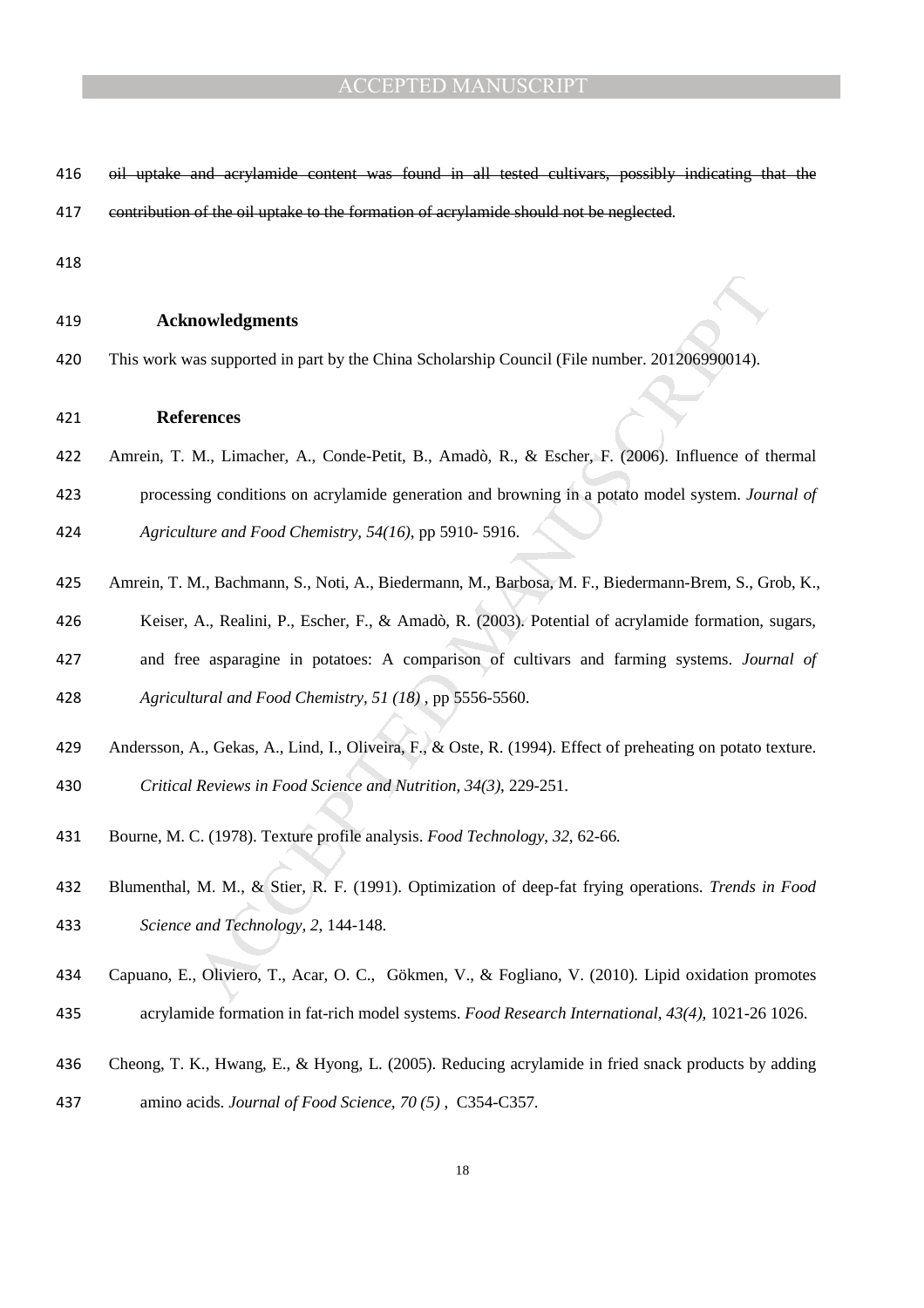~~oil uptake and acrylamide content was found in all tested cultivars, possibly indicating that the contribution of the oil uptake to the formation of acrylamide should not be neglected.~~

## Acknowledgments

This work was supported in part by the China Scholarship Council (File number. 201206990014).

## References

Amrein, T. M., Limacher, A., Conde-Petit, B., Amadò, R., & Escher, F. (2006). Influence of thermal processing conditions on acrylamide generation and browning in a potato model system. *Journal of Agriculture and Food Chemistry, 54(16)*, pp 5910- 5916.

Amrein, T. M., Bachmann, S., Noti, A., Biedermann, M., Barbosa, M. F., Biedermann-Brem, S., Grob, K., Keiser, A., Realini, P., Escher, F., & Amadò, R. (2003). Potential of acrylamide formation, sugars, and free asparagine in potatoes: A comparison of cultivars and farming systems. *Journal of Agricultural and Food Chemistry, 51 (18)* , pp 5556-5560.

Andersson, A., Gekas, A., Lind, I., Oliveira, F., & Oste, R. (1994). Effect of preheating on potato texture. *Critical Reviews in Food Science and Nutrition, 34(3)*, 229-251.

Bourne, M. C. (1978). Texture profile analysis. *Food Technology, 32*, 62-66.

Blumenthal, M. M., & Stier, R. F. (1991). Optimization of deep-fat frying operations. *Trends in Food Science and Technology, 2*, 144-148.

Capuano, E., Oliviero, T., Acar, O. C., Gökmen, V., & Fogliano, V. (2010). Lipid oxidation promotes acrylamide formation in fat-rich model systems. *Food Research International, 43(4)*, 1021-26 1026.

Cheong, T. K., Hwang, E., & Hyong, L. (2005). Reducing acrylamide in fried snack products by adding amino acids. *Journal of Food Science, 70 (5)* , C354-C357.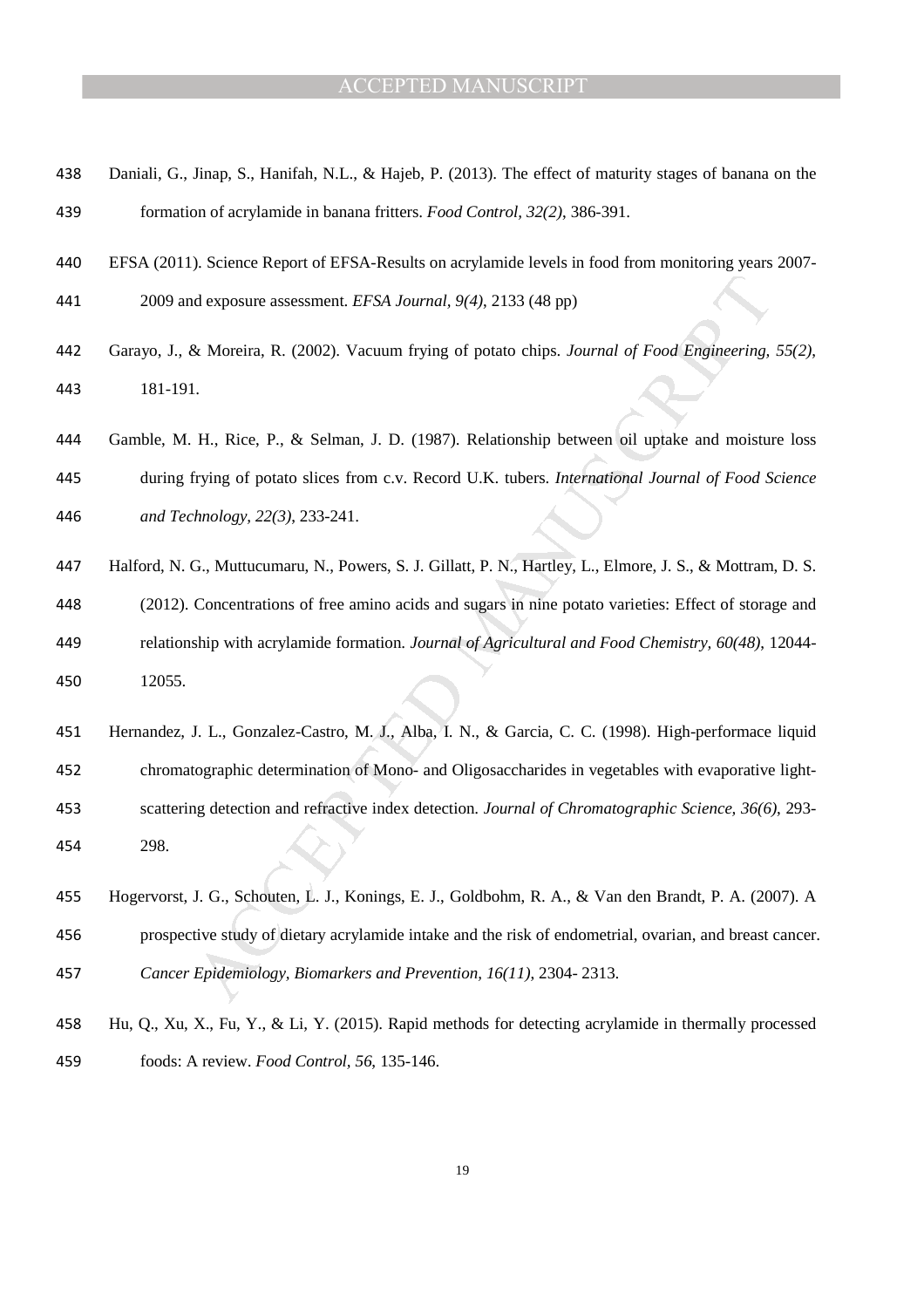Daniali, G., Jinap, S., Hanifah, N.L., & Hajeb, P. (2013). The effect of maturity stages of banana on the formation of acrylamide in banana fritters. *Food Control, 32(2)*, 386-391.

EFSA (2011). Science Report of EFSA-Results on acrylamide levels in food from monitoring years 2007-2009 and exposure assessment. *EFSA Journal, 9(4)*, 2133 (48 pp)

Garayo, J., & Moreira, R. (2002). Vacuum frying of potato chips. *Journal of Food Engineering, 55(2)*, 181-191.

Gamble, M. H., Rice, P., & Selman, J. D. (1987). Relationship between oil uptake and moisture loss during frying of potato slices from c.v. Record U.K. tubers. *International Journal of Food Science and Technology, 22(3)*, 233-241.

Halford, N. G., Muttucumaru, N., Powers, S. J. Gillatt, P. N., Hartley, L., Elmore, J. S., & Mottram, D. S. (2012). Concentrations of free amino acids and sugars in nine potato varieties: Effect of storage and relationship with acrylamide formation. *Journal of Agricultural and Food Chemistry, 60(48)*, 12044-12055.

Hernandez, J. L., Gonzalez-Castro, M. J., Alba, I. N., & Garcia, C. C. (1998). High-performace liquid chromatographic determination of Mono- and Oligosaccharides in vegetables with evaporative light-scattering detection and refractive index detection. *Journal of Chromatographic Science, 36(6)*, 293-298.

Hogervorst, J. G., Schouten, L. J., Konings, E. J., Goldbohm, R. A., & Van den Brandt, P. A. (2007). A prospective study of dietary acrylamide intake and the risk of endometrial, ovarian, and breast cancer. *Cancer Epidemiology, Biomarkers and Prevention, 16(11)*, 2304- 2313.

Hu, Q., Xu, X., Fu, Y., & Li, Y. (2015). Rapid methods for detecting acrylamide in thermally processed foods: A review. *Food Control, 56*, 135-146.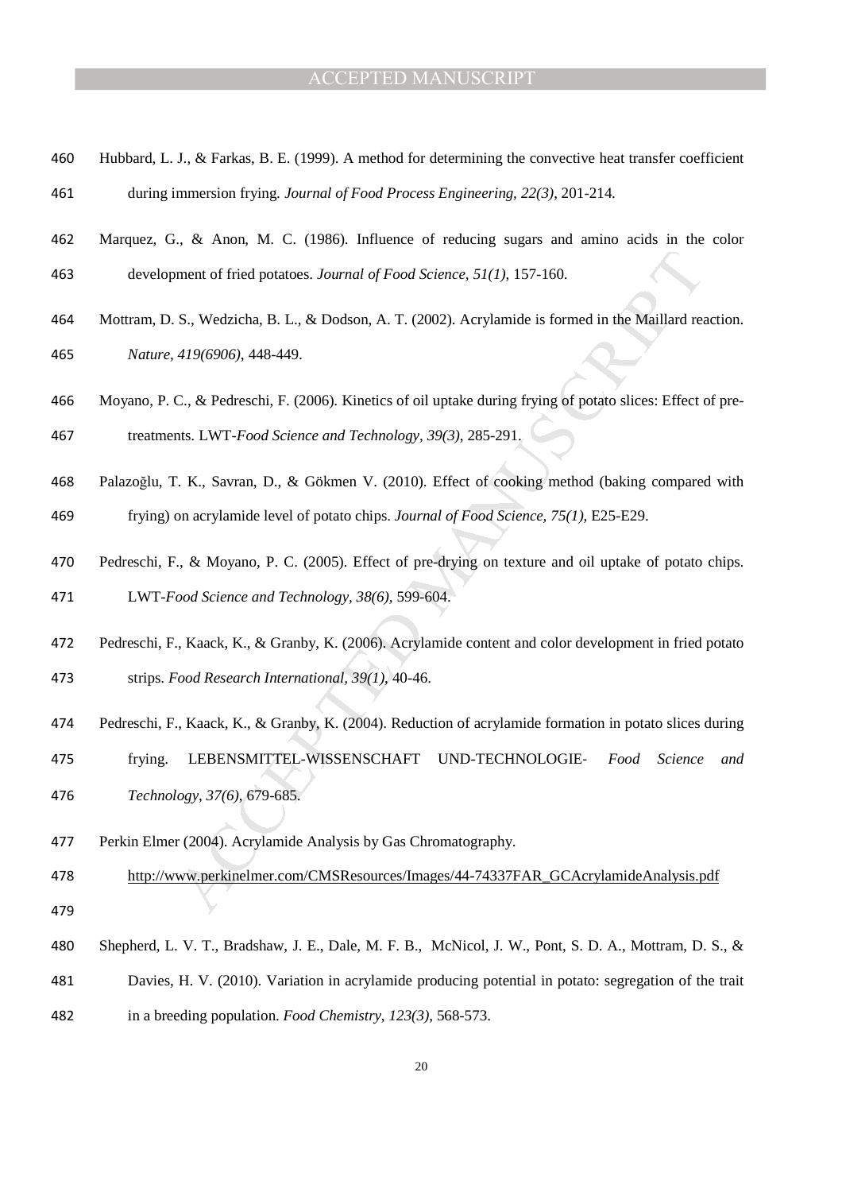Hubbard, L. J., & Farkas, B. E. (1999). A method for determining the convective heat transfer coefficient during immersion frying. *Journal of Food Process Engineering, 22(3)*, 201-214.

Marquez, G., & Anon, M. C. (1986). Influence of reducing sugars and amino acids in the color development of fried potatoes. *Journal of Food Science, 51(1)*, 157-160.

Mottram, D. S., Wedzicha, B. L., & Dodson, A. T. (2002). Acrylamide is formed in the Maillard reaction. *Nature, 419(6906)*, 448-449.

Moyano, P. C., & Pedreschi, F. (2006). Kinetics of oil uptake during frying of potato slices: Effect of pre-treatments. LWT-*Food Science and Technology, 39(3)*, 285-291.

Palazoğlu, T. K., Savran, D., & Gökmen V. (2010). Effect of cooking method (baking compared with frying) on acrylamide level of potato chips. *Journal of Food Science, 75(1)*, E25-E29.

Pedreschi, F., & Moyano, P. C. (2005). Effect of pre-drying on texture and oil uptake of potato chips. LWT-*Food Science and Technology, 38(6)*, 599-604.

Pedreschi, F., Kaack, K., & Granby, K. (2006). Acrylamide content and color development in fried potato strips. *Food Research International, 39(1)*, 40-46.

Pedreschi, F., Kaack, K., & Granby, K. (2004). Reduction of acrylamide formation in potato slices during frying. LEBENSMITTEL-WISSENSCHAFT UND-TECHNOLOGIE- *Food Science and Technology, 37(6)*, 679-685.

Perkin Elmer (2004). Acrylamide Analysis by Gas Chromatography. http://www.perkinelmer.com/CMSResources/Images/44-74337FAR_GCAcrylamideAnalysis.pdf

Shepherd, L. V. T., Bradshaw, J. E., Dale, M. F. B., McNicol, J. W., Pont, S. D. A., Mottram, D. S., & Davies, H. V. (2010). Variation in acrylamide producing potential in potato: segregation of the trait in a breeding population. *Food Chemistry, 123(3)*, 568-573.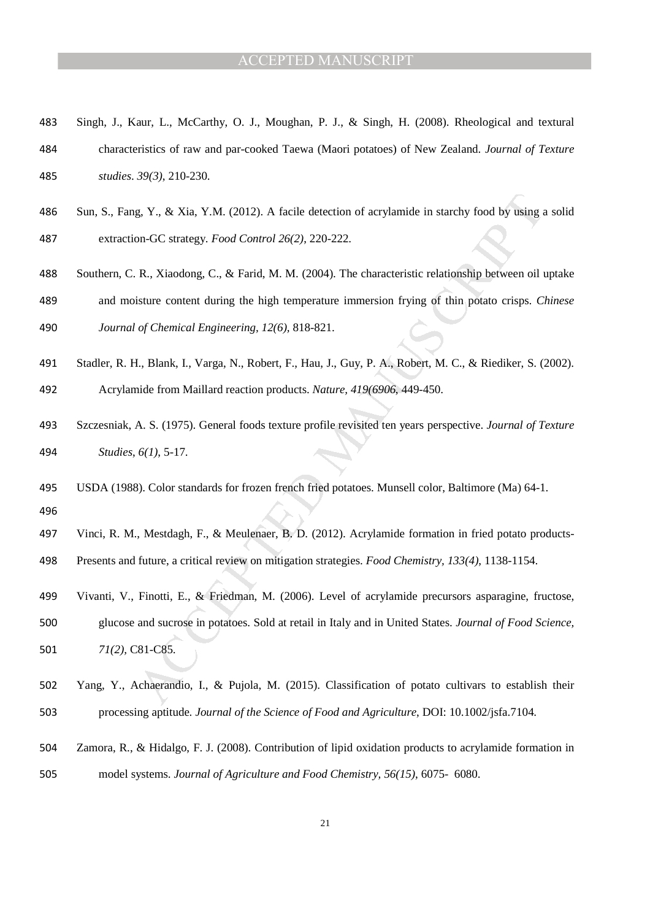Singh, J., Kaur, L., McCarthy, O. J., Moughan, P. J., & Singh, H. (2008). Rheological and textural characteristics of raw and par-cooked Taewa (Maori potatoes) of New Zealand. *Journal of Texture studies*. *39(3)*, 210-230.

Sun, S., Fang, Y., & Xia, Y.M. (2012). A facile detection of acrylamide in starchy food by using a solid extraction-GC strategy. *Food Control 26(2)*, 220-222.

Southern, C. R., Xiaodong, C., & Farid, M. M. (2004). The characteristic relationship between oil uptake and moisture content during the high temperature immersion frying of thin potato crisps. *Chinese Journal of Chemical Engineering, 12(6),* 818-821.

Stadler, R. H., Blank, I., Varga, N., Robert, F., Hau, J., Guy, P. A., Robert, M. C., & Riediker, S. (2002). Acrylamide from Maillard reaction products. *Nature*, *419(6906*, 449-450.

Szczesniak, A. S. (1975). General foods texture profile revisited ten years perspective. *Journal of Texture Studies*, *6(1)*, 5-17.

USDA (1988). Color standards for frozen french fried potatoes. Munsell color, Baltimore (Ma) 64-1.

Vinci, R. M., Mestdagh, F., & Meulenaer, B. D. (2012). Acrylamide formation in fried potato products-Presents and future, a critical review on mitigation strategies. *Food Chemistry, 133(4)*, 1138-1154.

Vivanti, V., Finotti, E., & Friedman, M. (2006). Level of acrylamide precursors asparagine, fructose, glucose and sucrose in potatoes. Sold at retail in Italy and in United States. *Journal of Food Science, 71(2)*, C81-C85.

Yang, Y., Achaerandio, I., & Pujola, M. (2015). Classification of potato cultivars to establish their processing aptitude. *Journal of the Science of Food and Agriculture*, DOI: 10.1002/jsfa.7104.

Zamora, R., & Hidalgo, F. J. (2008). Contribution of lipid oxidation products to acrylamide formation in model systems. *Journal of Agriculture and Food Chemistry, 56(15)*, 6075- 6080.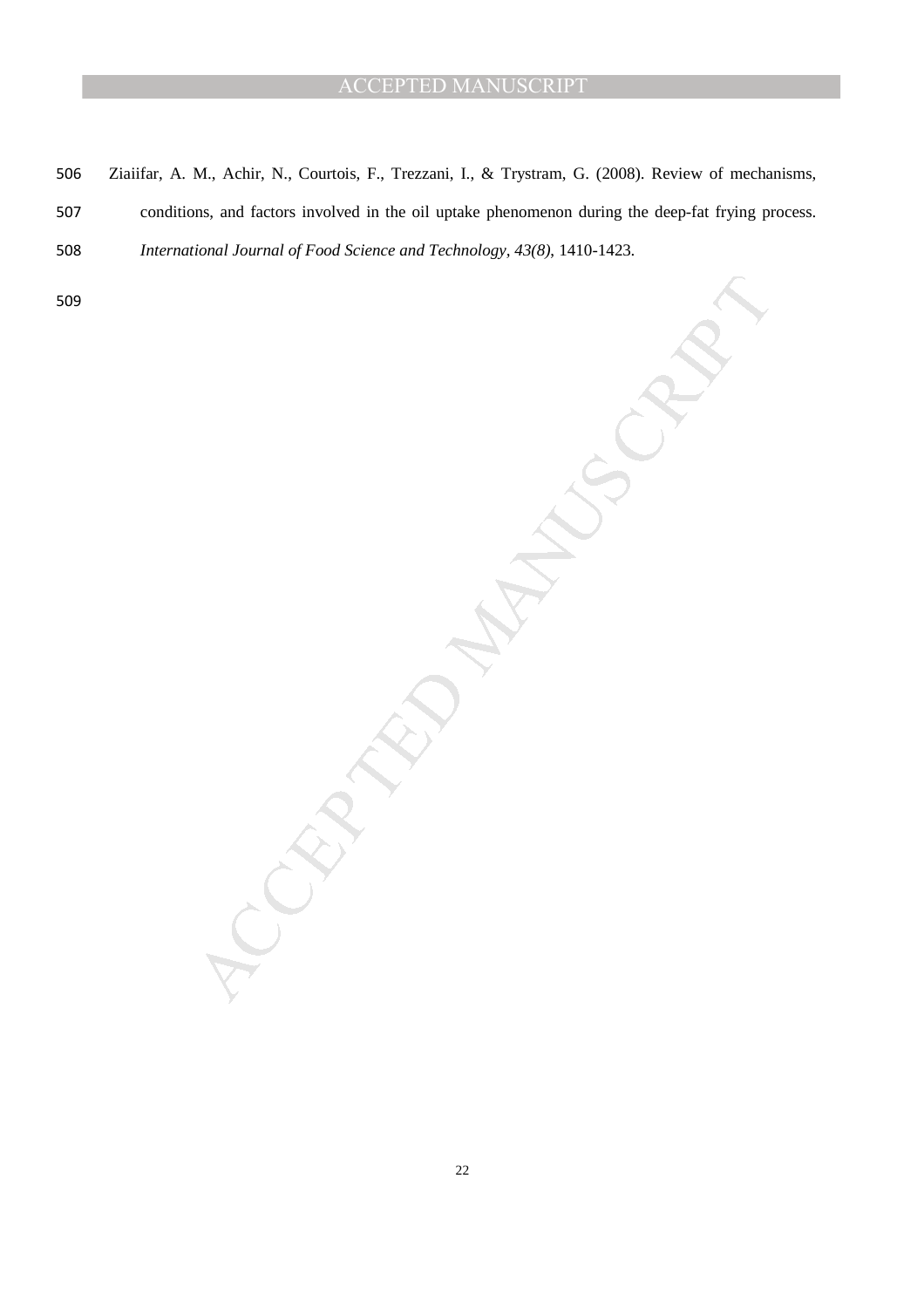Ziaiifar, A. M., Achir, N., Courtois, F., Trezzani, I., & Trystram, G. (2008). Review of mechanisms, conditions, and factors involved in the oil uptake phenomenon during the deep-fat frying process. *International Journal of Food Science and Technology, 43(8)*, 1410-1423.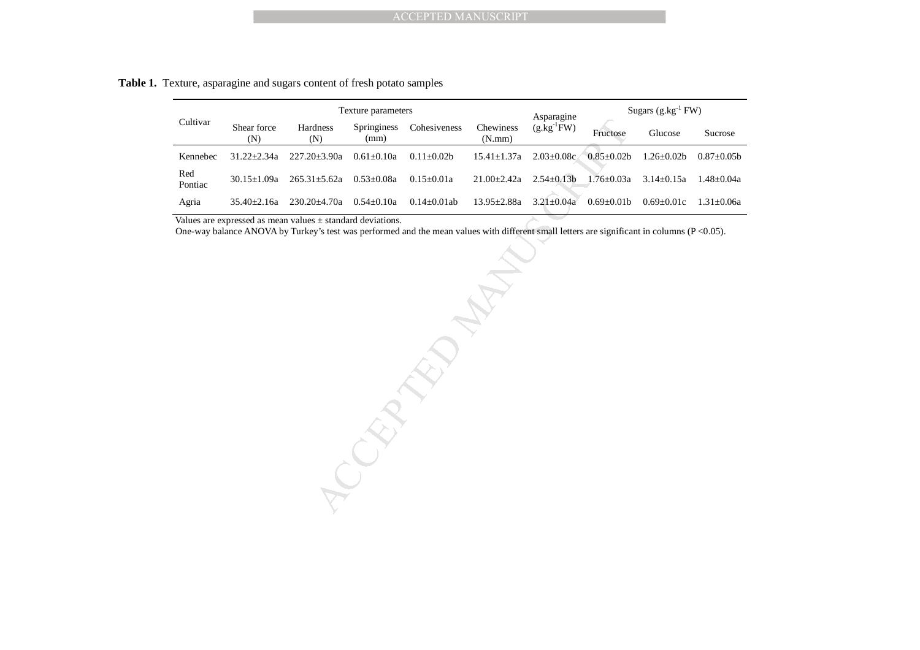**Table 1.** Texture, asparagine and sugars content of fresh potato samples

| Cultivar | Texture parameters | | | | | Asparagine ($g.kg^{-1}$FW) | Sugars ($g.kg^{-1}$ FW) | | |
|---|---|---|---|---|---|---|---|---|---|
| | Shear force (N) | Hardness (N) | Springiness (mm) | Cohesiveness | Chewiness (N.mm) | | Fructose | Glucose | Sucrose |
| Kennebec | 31.22±2.34a | 227.20±3.90a | 0.61±0.10a | 0.11±0.02b | 15.41±1.37a | 2.03±0.08c | 0.85±0.02b | 1.26±0.02b | 0.87±0.05b |
| Red Pontiac | 30.15±1.09a | 265.31±5.62a | 0.53±0.08a | 0.15±0.01a | 21.00±2.42a | 2.54±0.13b | 1.76±0.03a | 3.14±0.15a | 1.48±0.04a |
| Agria | 35.40±2.16a | 230.20±4.70a | 0.54±0.10a | 0.14±0.01ab | 13.95±2.88a | 3.21±0.04a | 0.69±0.01b | 0.69±0.01c | 1.31±0.06a |

Values are expressed as mean values ± standard deviations.
One-way balance ANOVA by Turkey's test was performed and the mean values with different small letters are significant in columns ($P < 0.05$).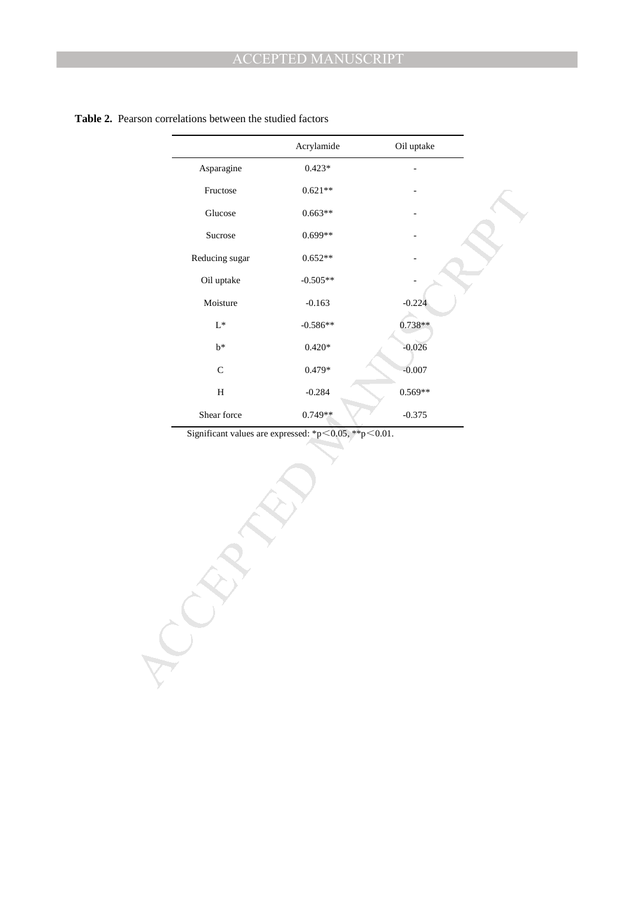**Table 2.** Pearson correlations between the studied factors

| | Acrylamide | Oil uptake |
|---|---|---|
| Asparagine | 0.423* | - |
| Fructose | 0.621** | - |
| Glucose | 0.663** | - |
| Sucrose | 0.699** | - |
| Reducing sugar | 0.652** | - |
| Oil uptake | -0.505** | - |
| Moisture | -0.163 | -0.224 |
| L* | -0.586** | 0.738** |
| b* | 0.420* | -0.026 |
| C | 0.479* | -0.007 |
| H | -0.284 | 0.569** |
| Shear force | 0.749** | -0.375 |

Significant values are expressed: *p＜0.05, **p＜0.01.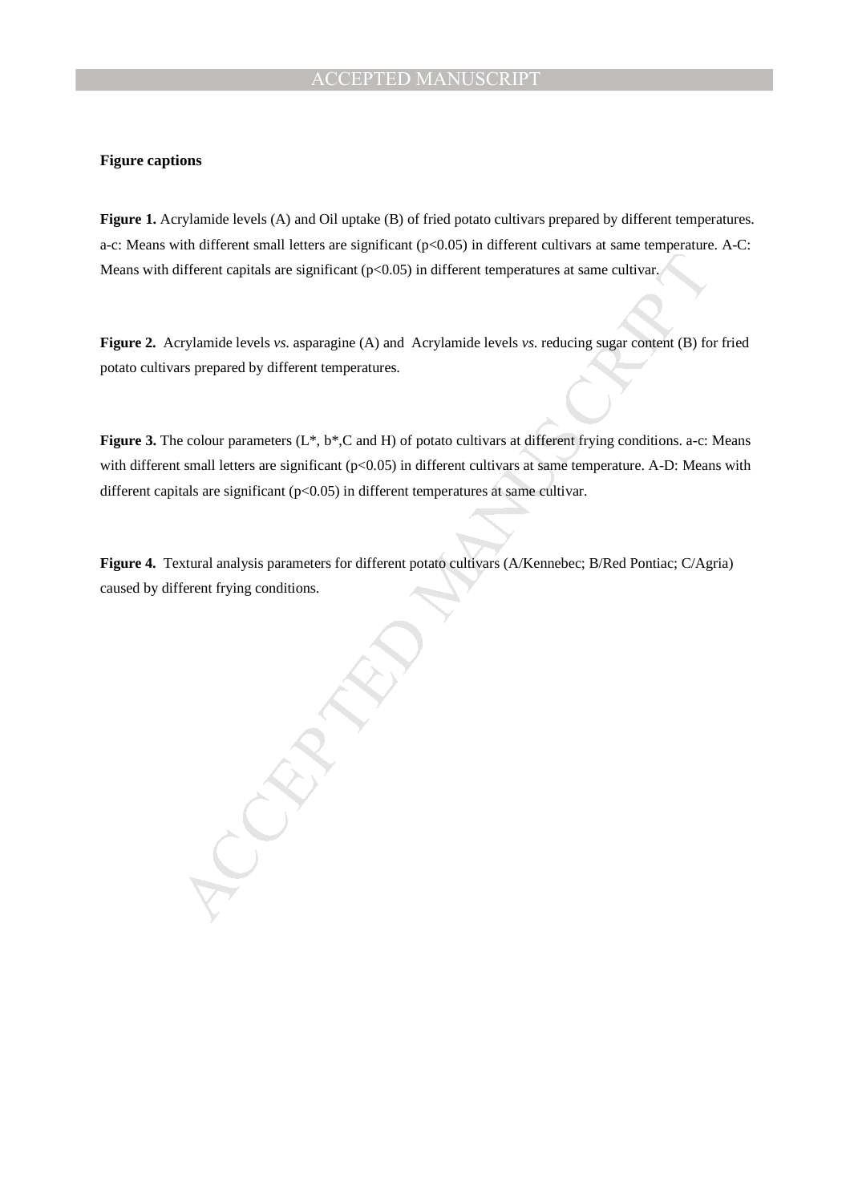**Figure captions**

**Figure 1.** Acrylamide levels (A) and Oil uptake (B) of fried potato cultivars prepared by different temperatures. a-c: Means with different small letters are significant ($p<0.05$) in different cultivars at same temperature. A-C: Means with different capitals are significant ($p<0.05$) in different temperatures at same cultivar.

**Figure 2.** Acrylamide levels *vs.* asparagine (A) and Acrylamide levels *vs.* reducing sugar content (B) for fried potato cultivars prepared by different temperatures.

**Figure 3.** The colour parameters ($L^*$, $b^*$, C and H) of potato cultivars at different frying conditions. a-c: Means with different small letters are significant ($p<0.05$) in different cultivars at same temperature. A-D: Means with different capitals are significant ($p<0.05$) in different temperatures at same cultivar.

**Figure 4.** Textural analysis parameters for different potato cultivars (A/Kennebec; B/Red Pontiac; C/Agria) caused by different frying conditions.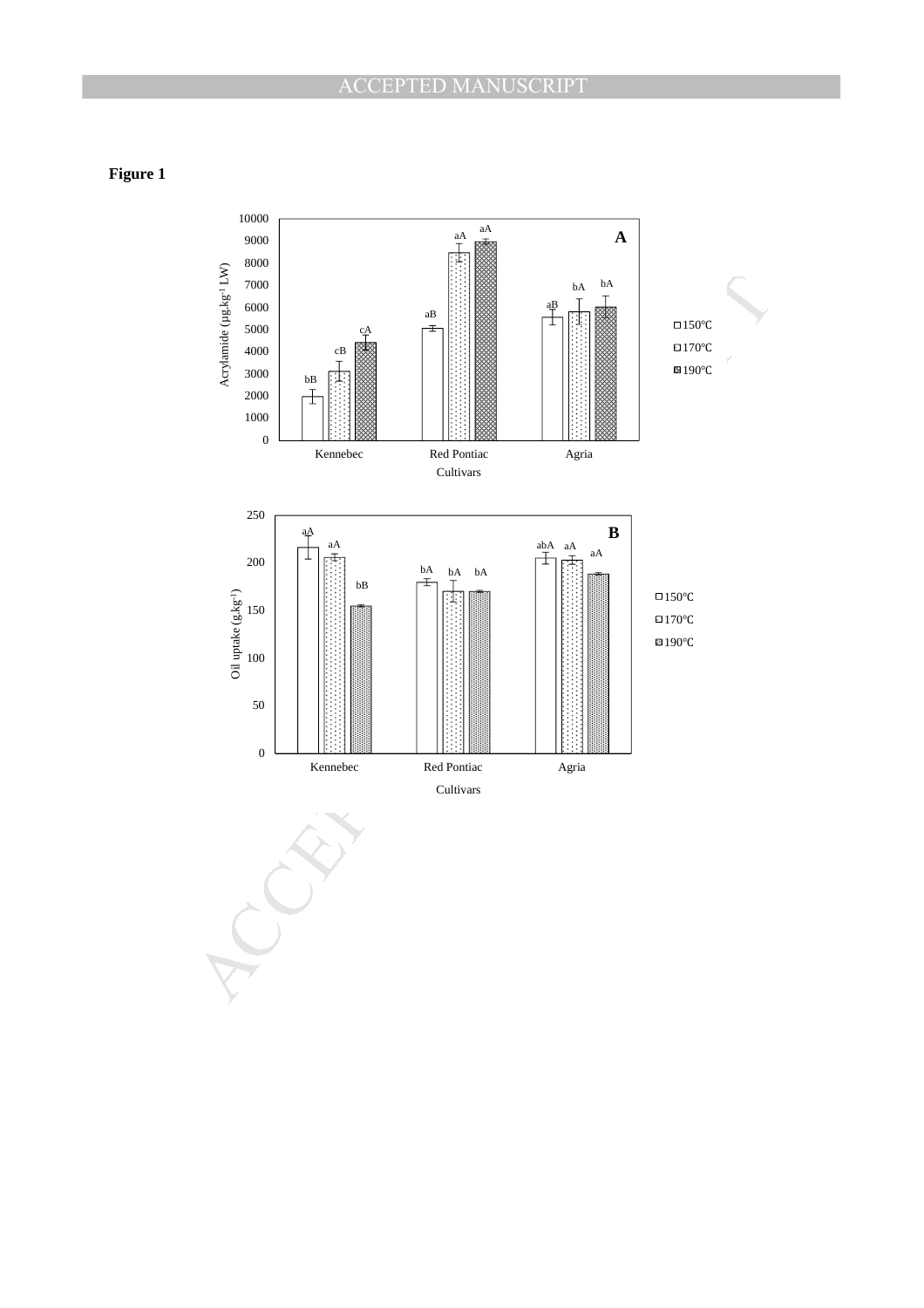**Figure 1**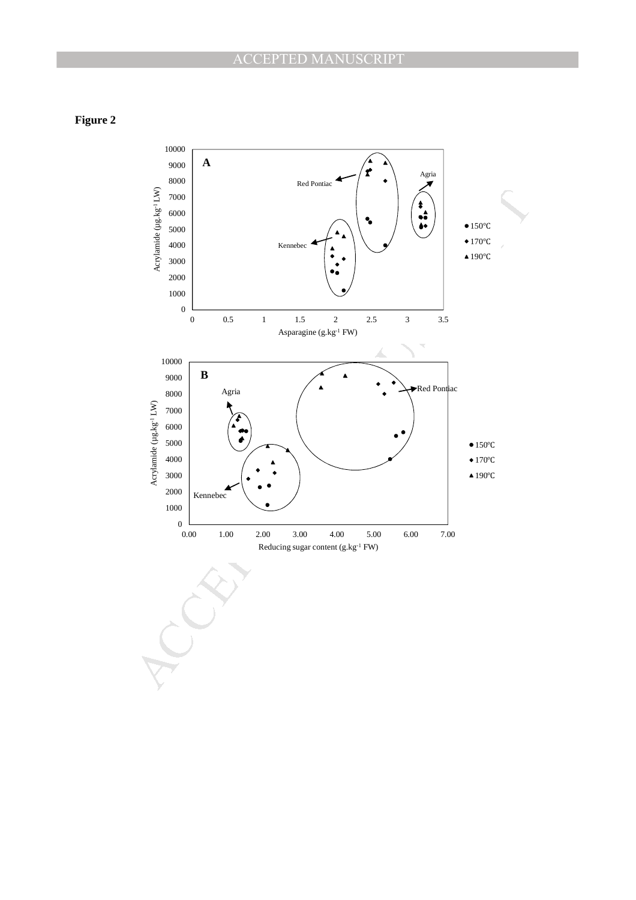**Figure 2**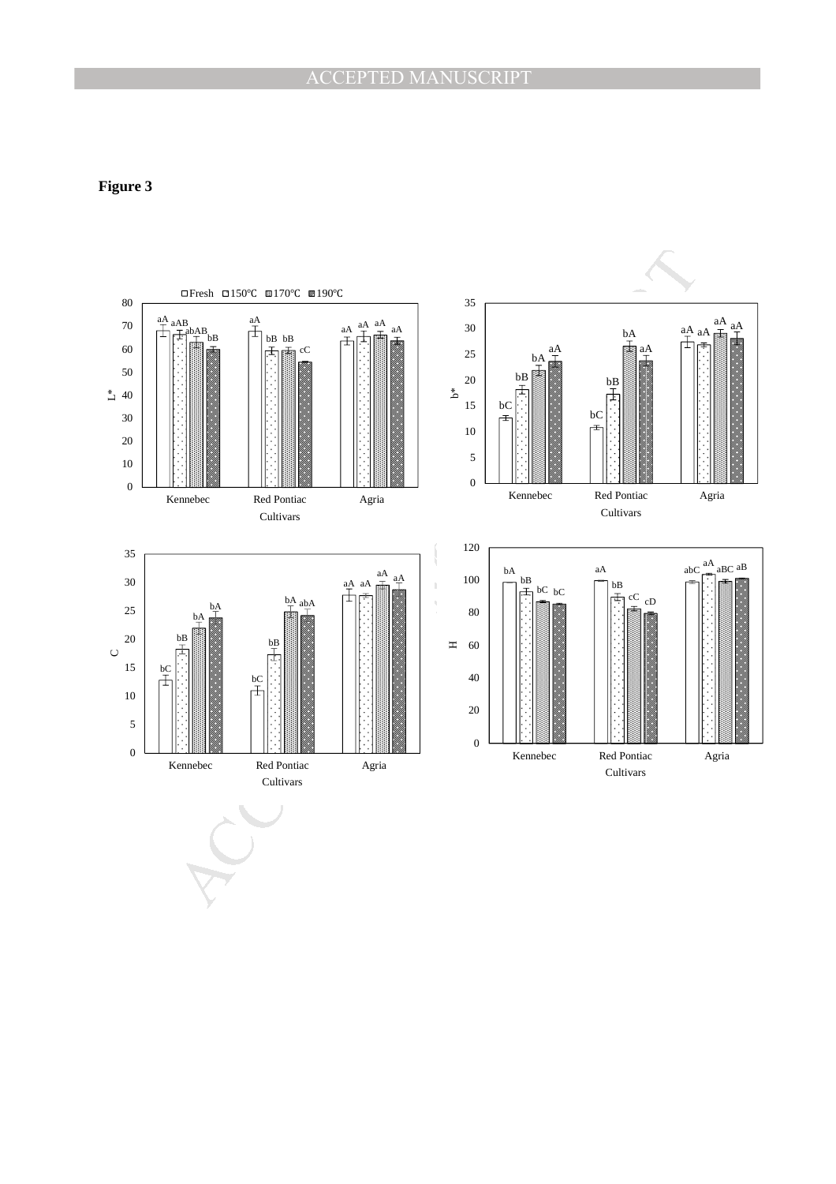**Figure 3**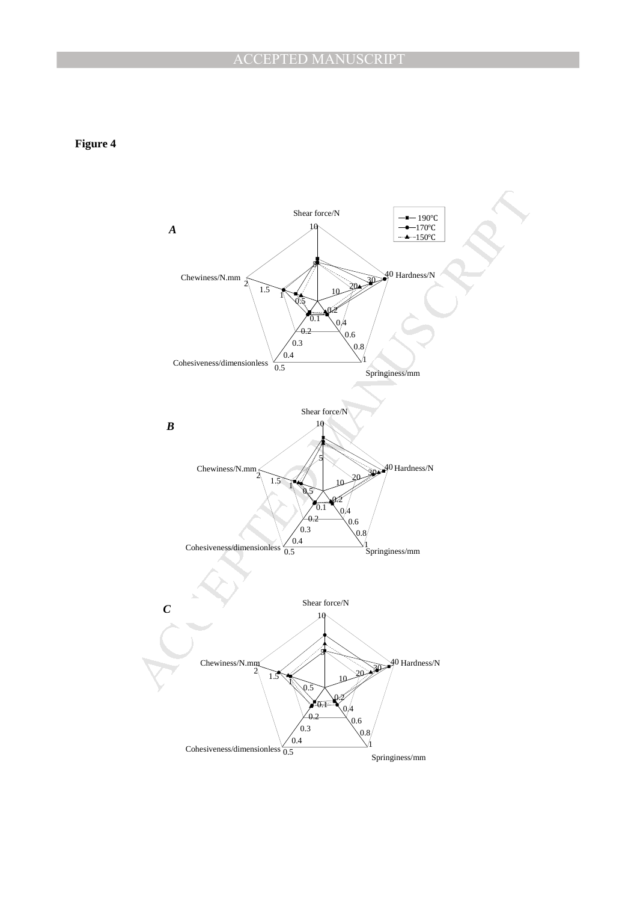**Figure 4**

**A**

Shear force/N

Hardness/N

Springiness/mm

Cohesiveness/dimensionless

Chewiness/N.mm

190℃ 170℃ 150℃

**B**

Shear force/N

Hardness/N

Springiness/mm

Cohesiveness/dimensionless

Chewiness/N.mm

**C**

Shear force/N

Hardness/N

Springiness/mm

Cohesiveness/dimensionless

Chewiness/N.mm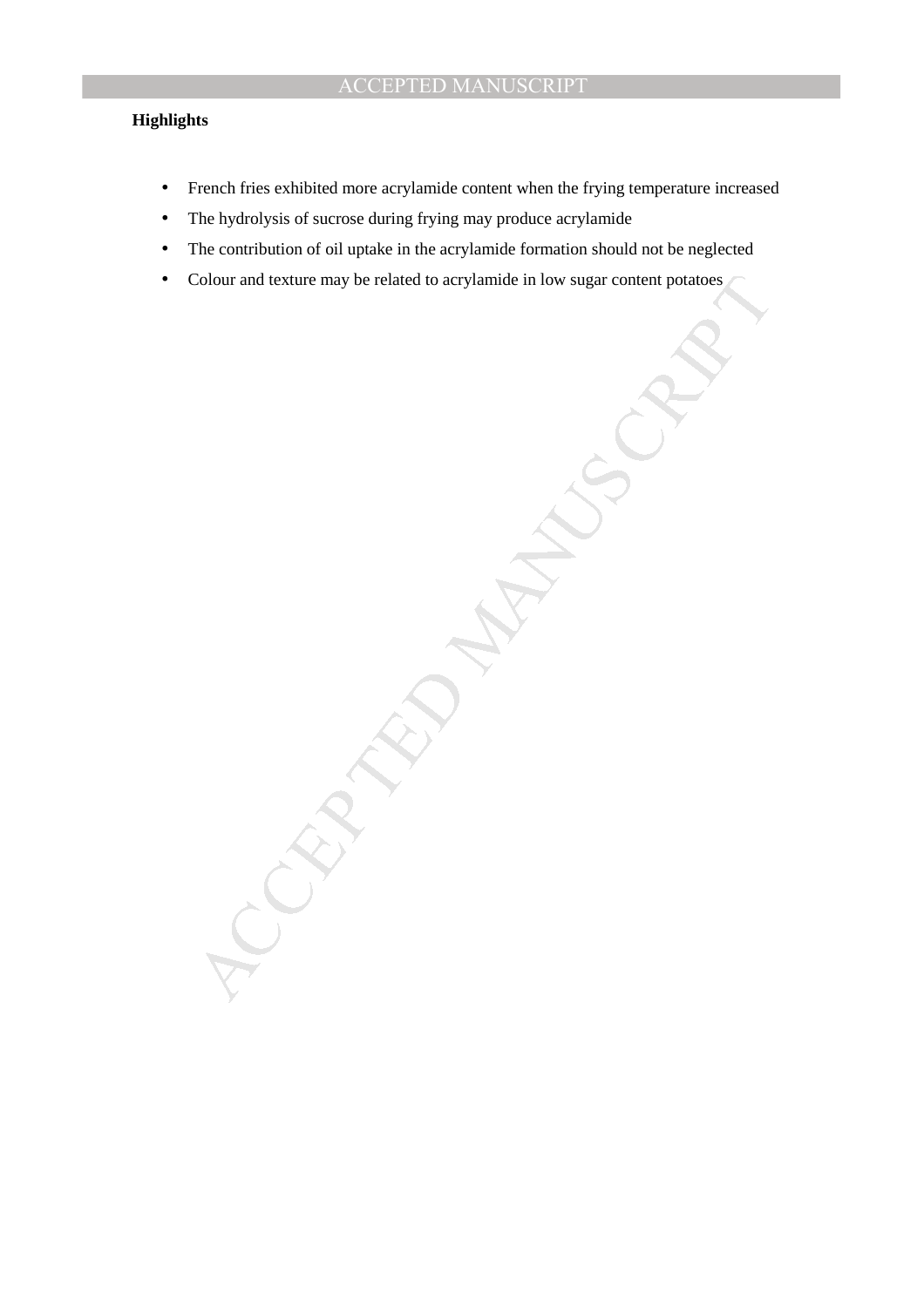**Highlights**

- French fries exhibited more acrylamide content when the frying temperature increased
- The hydrolysis of sucrose during frying may produce acrylamide
- The contribution of oil uptake in the acrylamide formation should not be neglected
- Colour and texture may be related to acrylamide in low sugar content potatoes